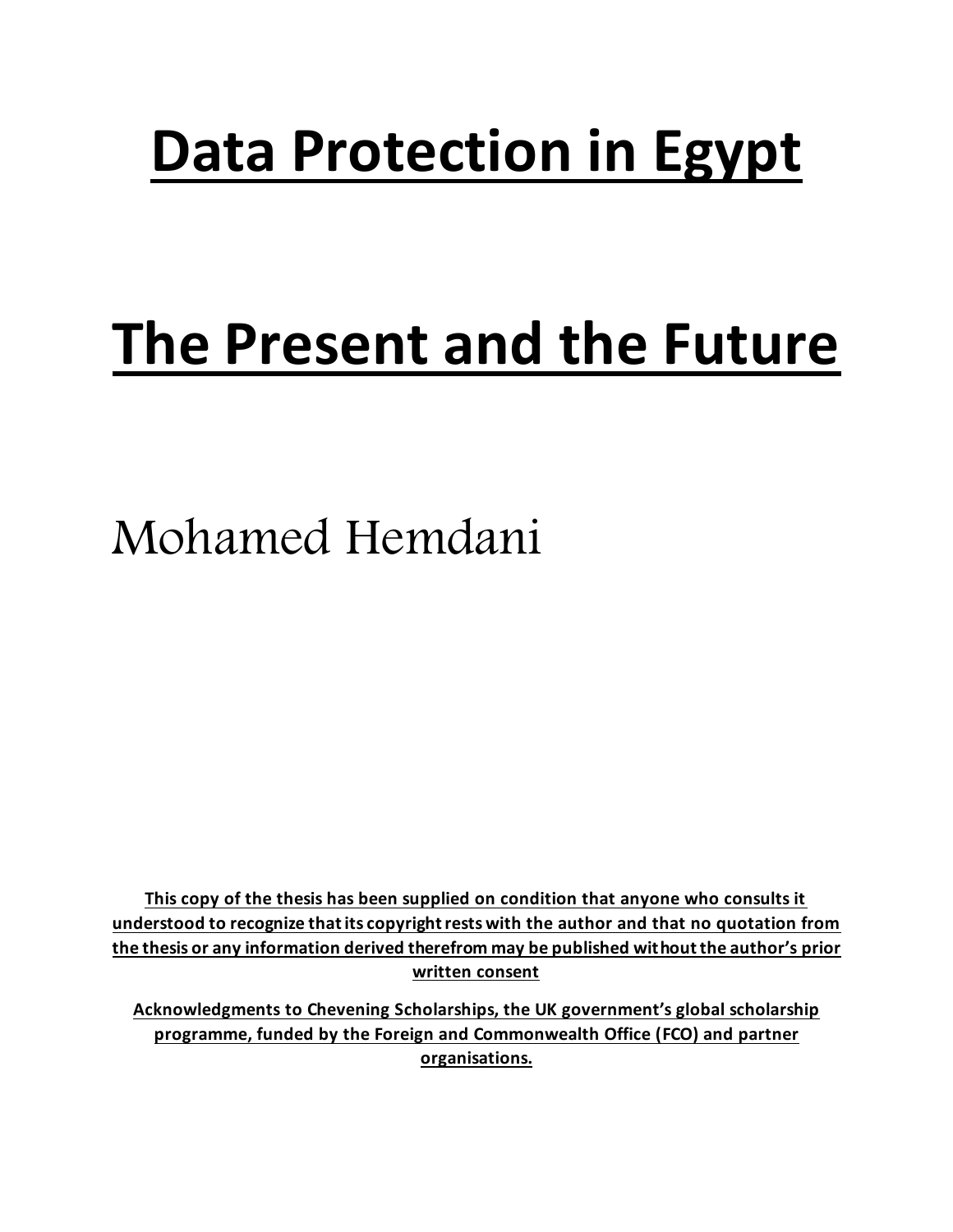# Data Protection in Egypt

# The Present and the Future

Mohamed Hemdani

**This copy of the thesis has been supplied on condition that anyone who consults it understood to recognize that its copyright rests with the author and that no quotation from the thesis or any information derived therefrom may be published without the author's prior written consent**

**Acknowledgments to Chevening Scholarships, the UK government's global scholarship programme, funded by the Foreign and Commonwealth Office (FCO) and partner organisations.**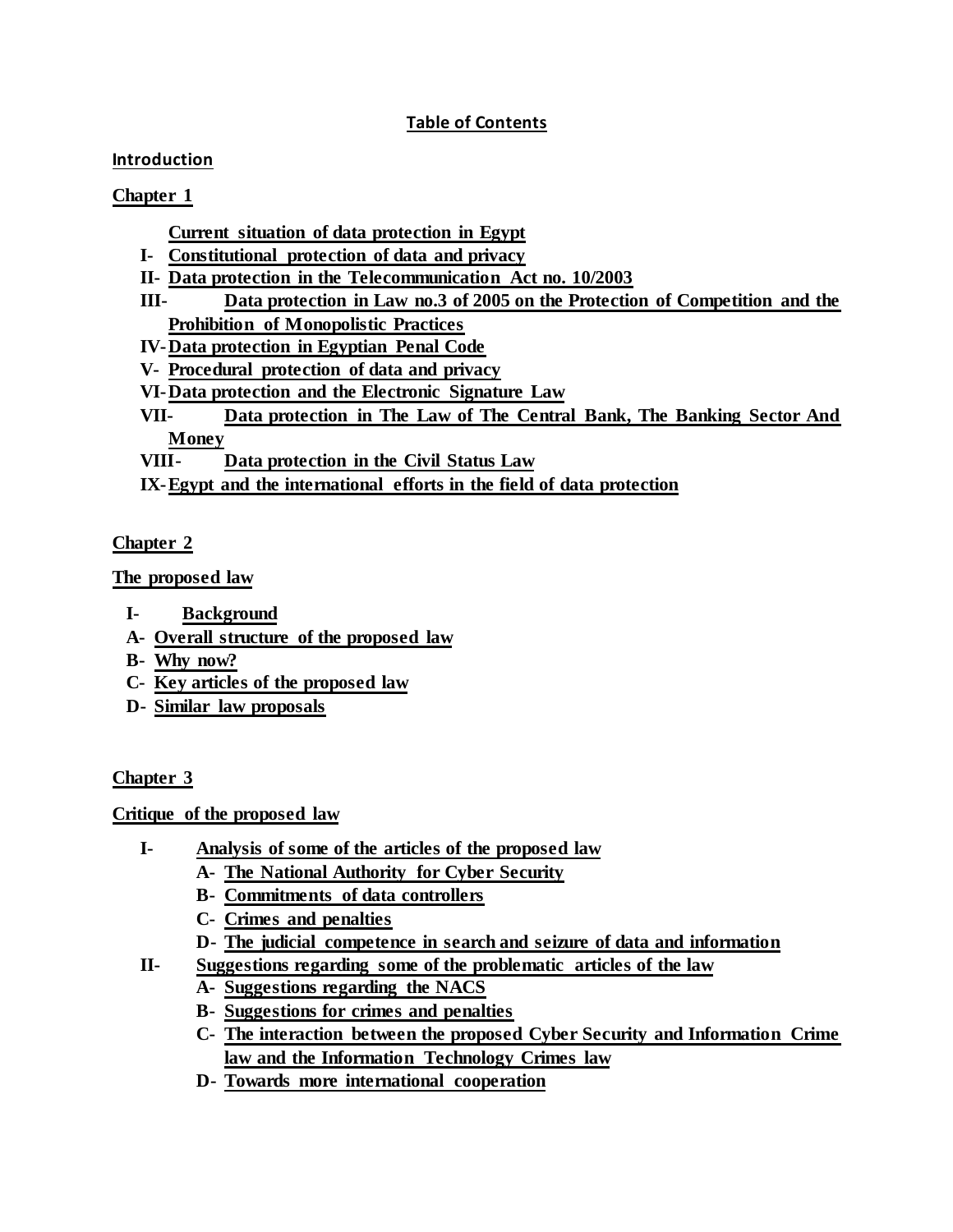## Table of Contents

**Introduction**

**Chapter 1**

**Current situation of data protection in Egypt**

- I- Constitutional protection of data and privacy
- II- Data protection in the Telecommunication Act no. 10/2003
- III- Data protection in Law no.3 of 2005 on the Protection of Competition and the Prohibition of Monopolistic Practices
- IV- Data protection in Egyptian Penal Code
- V- Procedural protection of data and privacy
- VI- Data protection and the Electronic Signature Law
- VII- Data protection in The Law of The Central Bank, The Banking Sector And Money
- VIII- Data protection in the Civil Status Law
- IX- Egypt and the international efforts in the field of data protection

**Chapter 2**

**The proposed law**

- I- Background
- A- Overall structure of the proposed law
- B- Why now?
- C- Key articles of the proposed law
- D- Similar law proposals

**Chapter 3**

**Critique of the proposed law**

- I- Analysis of some of the articles of the proposed law
  - A- The National Authority for Cyber Security
  - B- Commitments of data controllers
  - C- Crimes and penalties
  - D- The judicial competence in search and seizure of data and information
- II- Suggestions regarding some of the problematic articles of the law
  - A- Suggestions regarding the NACS
  - B- Suggestions for crimes and penalties
  - C- The interaction between the proposed Cyber Security and Information Crime law and the Information Technology Crimes law
  - D- Towards more international cooperation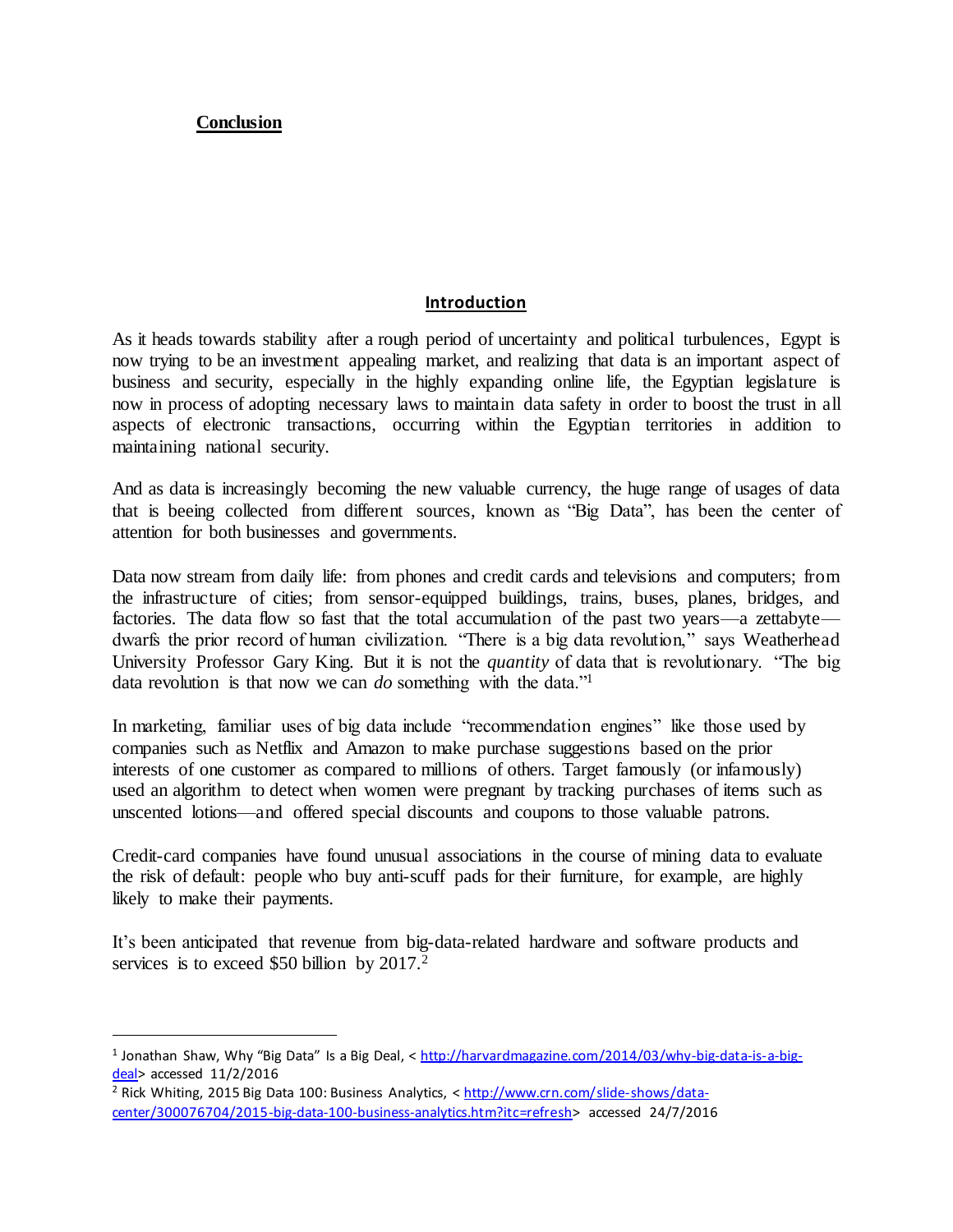**Conclusion**

## Introduction

As it heads towards stability after a rough period of uncertainty and political turbulences, Egypt is now trying to be an investment appealing market, and realizing that data is an important aspect of business and security, especially in the highly expanding online life, the Egyptian legislature is now in process of adopting necessary laws to maintain data safety in order to boost the trust in all aspects of electronic transactions, occurring within the Egyptian territories in addition to maintaining national security.

And as data is increasingly becoming the new valuable currency, the huge range of usages of data that is beeing collected from different sources, known as "Big Data", has been the center of attention for both businesses and governments.

Data now stream from daily life: from phones and credit cards and televisions and computers; from the infrastructure of cities; from sensor-equipped buildings, trains, buses, planes, bridges, and factories. The data flow so fast that the total accumulation of the past two years—a zettabyte—dwarfs the prior record of human civilization. "There is a big data revolution," says Weatherhead University Professor Gary King. But it is not the *quantity* of data that is revolutionary. "The big data revolution is that now we can *do* something with the data."[1]

In marketing, familiar uses of big data include "recommendation engines" like those used by companies such as Netflix and Amazon to make purchase suggestions based on the prior interests of one customer as compared to millions of others. Target famously (or infamously) used an algorithm to detect when women were pregnant by tracking purchases of items such as unscented lotions—and offered special discounts and coupons to those valuable patrons.

Credit-card companies have found unusual associations in the course of mining data to evaluate the risk of default: people who buy anti-scuff pads for their furniture, for example, are highly likely to make their payments.

It's been anticipated that revenue from big-data-related hardware and software products and services is to exceed $50 billion by 2017.[2]

---

[1] Jonathan Shaw, Why "Big Data" Is a Big Deal, < http://harvardmagazine.com/2014/03/why-big-data-is-a-big-deal> accessed 11/2/2016

[2] Rick Whiting, 2015 Big Data 100: Business Analytics, < http://www.crn.com/slide-shows/data-center/300076704/2015-big-data-100-business-analytics.htm?itc=refresh> accessed 24/7/2016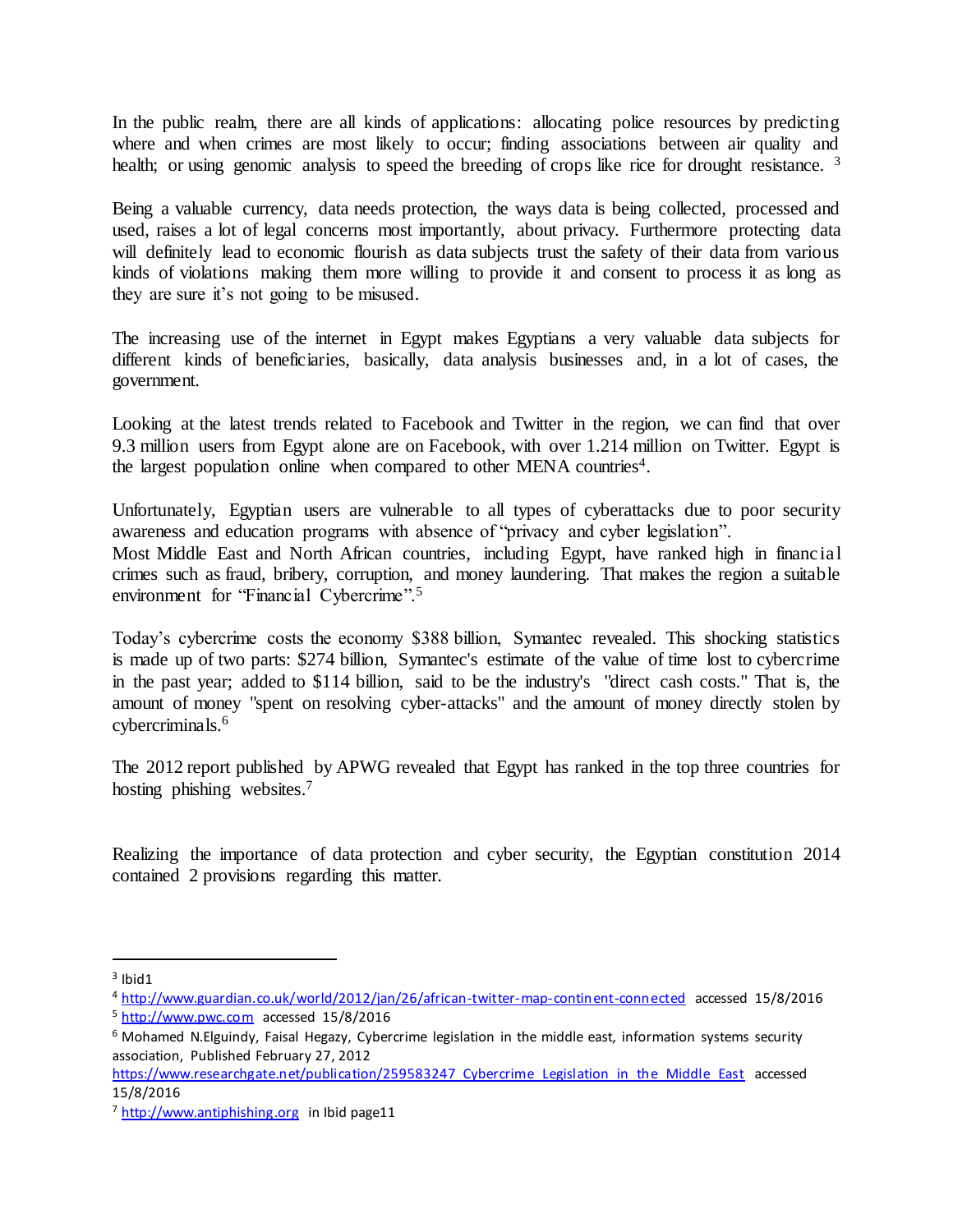In the public realm, there are all kinds of applications: allocating police resources by predicting where and when crimes are most likely to occur; finding associations between air quality and health; or using genomic analysis to speed the breeding of crops like rice for drought resistance. [3]

Being a valuable currency, data needs protection, the ways data is being collected, processed and used, raises a lot of legal concerns most importantly, about privacy. Furthermore protecting data will definitely lead to economic flourish as data subjects trust the safety of their data from various kinds of violations making them more willing to provide it and consent to process it as long as they are sure it's not going to be misused.

The increasing use of the internet in Egypt makes Egyptians a very valuable data subjects for different kinds of beneficiaries, basically, data analysis businesses and, in a lot of cases, the government.

Looking at the latest trends related to Facebook and Twitter in the region, we can find that over 9.3 million users from Egypt alone are on Facebook, with over 1.214 million on Twitter. Egypt is the largest population online when compared to other MENA countries[4].

Unfortunately, Egyptian users are vulnerable to all types of cyberattacks due to poor security awareness and education programs with absence of "privacy and cyber legislation".
Most Middle East and North African countries, including Egypt, have ranked high in financial crimes such as fraud, bribery, corruption, and money laundering. That makes the region a suitable environment for "Financial Cybercrime".[5]

Today's cybercrime costs the economy $388 billion, Symantec revealed. This shocking statistics is made up of two parts: $274 billion, Symantec's estimate of the value of time lost to cybercrime in the past year; added to $114 billion, said to be the industry's "direct cash costs." That is, the amount of money "spent on resolving cyber-attacks" and the amount of money directly stolen by cybercriminals.[6]

The 2012 report published by APWG revealed that Egypt has ranked in the top three countries for hosting phishing websites.[7]

Realizing the importance of data protection and cyber security, the Egyptian constitution 2014 contained 2 provisions regarding this matter.

---

[3] Ibid1

[4] http://www.guardian.co.uk/world/2012/jan/26/african-twitter-map-continent-connected accessed 15/8/2016

[5] http://www.pwc.com accessed 15/8/2016

[6] Mohamed N.Elguindy, Faisal Hegazy, Cybercrime legislation in the middle east, information systems security association, Published February 27, 2012
https://www.researchgate.net/publication/259583247_Cybercrime_Legislation_in_the_Middle_East accessed 15/8/2016

[7] http://www.antiphishing.org in Ibid page11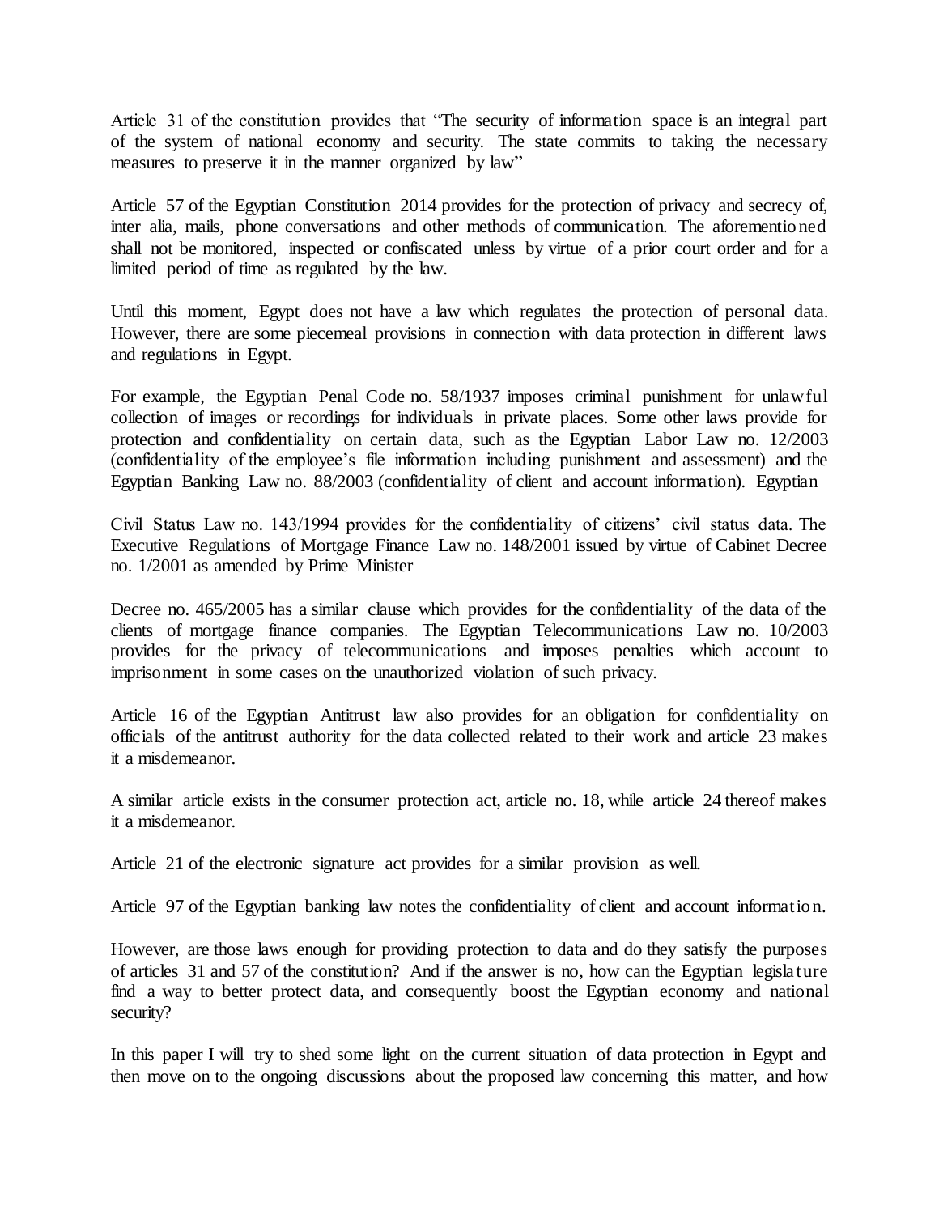Article 31 of the constitution provides that "The security of information space is an integral part of the system of national economy and security. The state commits to taking the necessary measures to preserve it in the manner organized by law"

Article 57 of the Egyptian Constitution 2014 provides for the protection of privacy and secrecy of, inter alia, mails, phone conversations and other methods of communication. The aforementioned shall not be monitored, inspected or confiscated unless by virtue of a prior court order and for a limited period of time as regulated by the law.

Until this moment, Egypt does not have a law which regulates the protection of personal data. However, there are some piecemeal provisions in connection with data protection in different laws and regulations in Egypt.

For example, the Egyptian Penal Code no. 58/1937 imposes criminal punishment for unlawful collection of images or recordings for individuals in private places. Some other laws provide for protection and confidentiality on certain data, such as the Egyptian Labor Law no. 12/2003 (confidentiality of the employee's file information including punishment and assessment) and the Egyptian Banking Law no. 88/2003 (confidentiality of client and account information). Egyptian

Civil Status Law no. 143/1994 provides for the confidentiality of citizens' civil status data. The Executive Regulations of Mortgage Finance Law no. 148/2001 issued by virtue of Cabinet Decree no. 1/2001 as amended by Prime Minister

Decree no. 465/2005 has a similar clause which provides for the confidentiality of the data of the clients of mortgage finance companies. The Egyptian Telecommunications Law no. 10/2003 provides for the privacy of telecommunications and imposes penalties which account to imprisonment in some cases on the unauthorized violation of such privacy.

Article 16 of the Egyptian Antitrust law also provides for an obligation for confidentiality on officials of the antitrust authority for the data collected related to their work and article 23 makes it a misdemeanor.

A similar article exists in the consumer protection act, article no. 18, while article 24 thereof makes it a misdemeanor.

Article 21 of the electronic signature act provides for a similar provision as well.

Article 97 of the Egyptian banking law notes the confidentiality of client and account information.

However, are those laws enough for providing protection to data and do they satisfy the purposes of articles 31 and 57 of the constitution? And if the answer is no, how can the Egyptian legislature find a way to better protect data, and consequently boost the Egyptian economy and national security?

In this paper I will try to shed some light on the current situation of data protection in Egypt and then move on to the ongoing discussions about the proposed law concerning this matter, and how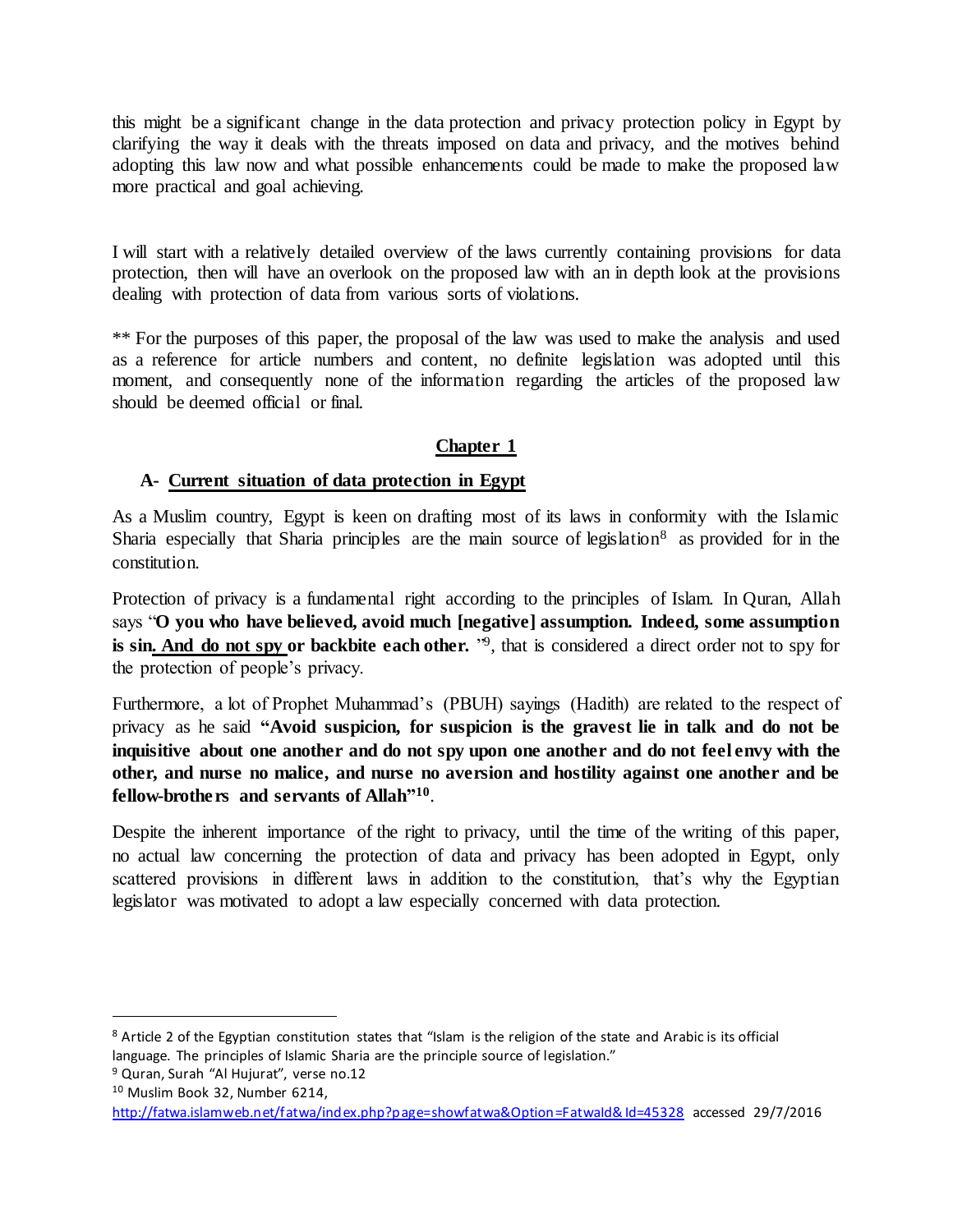this might be a significant change in the data protection and privacy protection policy in Egypt by clarifying the way it deals with the threats imposed on data and privacy, and the motives behind adopting this law now and what possible enhancements could be made to make the proposed law more practical and goal achieving.

I will start with a relatively detailed overview of the laws currently containing provisions for data protection, then will have an overlook on the proposed law with an in depth look at the provisions dealing with protection of data from various sorts of violations.

** For the purposes of this paper, the proposal of the law was used to make the analysis and used as a reference for article numbers and content, no definite legislation was adopted until this moment, and consequently none of the information regarding the articles of the proposed law should be deemed official or final.

## Chapter 1

### A- Current situation of data protection in Egypt

As a Muslim country, Egypt is keen on drafting most of its laws in conformity with the Islamic Sharia especially that Sharia principles are the main source of legislation[8] as provided for in the constitution.

Protection of privacy is a fundamental right according to the principles of Islam. In Quran, Allah says "**O you who have believed, avoid much [negative] assumption. Indeed, some assumption is sin. And do not spy or backbite each other.** "[9], that is considered a direct order not to spy for the protection of people's privacy.

Furthermore, a lot of Prophet Muhammad's (PBUH) sayings (Hadith) are related to the respect of privacy as he said **"Avoid suspicion, for suspicion is the gravest lie in talk and do not be inquisitive about one another and do not spy upon one another and do not feel envy with the other, and nurse no malice, and nurse no aversion and hostility against one another and be fellow-brothers and servants of Allah"[10]**.

Despite the inherent importance of the right to privacy, until the time of the writing of this paper, no actual law concerning the protection of data and privacy has been adopted in Egypt, only scattered provisions in different laws in addition to the constitution, that's why the Egyptian legislator was motivated to adopt a law especially concerned with data protection.

---

[8] Article 2 of the Egyptian constitution states that "Islam is the religion of the state and Arabic is its official language. The principles of Islamic Sharia are the principle source of legislation."

[9] Quran, Surah "Al Hujurat", verse no.12

[10] Muslim Book 32, Number 6214, http://fatwa.islamweb.net/fatwa/index.php?page=showfatwa&Option=FatwaId&Id=45328 accessed 29/7/2016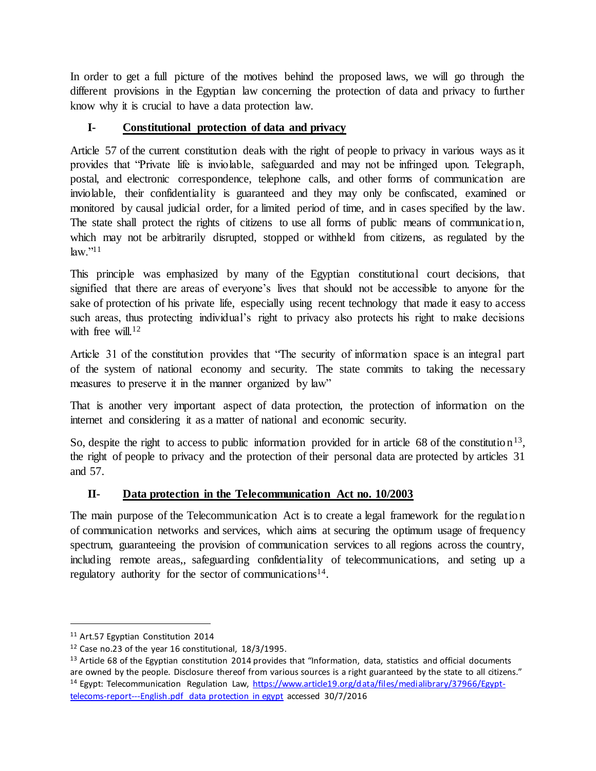In order to get a full picture of the motives behind the proposed laws, we will go through the different provisions in the Egyptian law concerning the protection of data and privacy to further know why it is crucial to have a data protection law.

## I- **Constitutional protection of data and privacy**

Article 57 of the current constitution deals with the right of people to privacy in various ways as it provides that "Private life is inviolable, safeguarded and may not be infringed upon. Telegraph, postal, and electronic correspondence, telephone calls, and other forms of communication are inviolable, their confidentiality is guaranteed and they may only be confiscated, examined or monitored by causal judicial order, for a limited period of time, and in cases specified by the law. The state shall protect the rights of citizens to use all forms of public means of communication, which may not be arbitrarily disrupted, stopped or withheld from citizens, as regulated by the law."[11]

This principle was emphasized by many of the Egyptian constitutional court decisions, that signified that there are areas of everyone's lives that should not be accessible to anyone for the sake of protection of his private life, especially using recent technology that made it easy to access such areas, thus protecting individual's right to privacy also protects his right to make decisions with free will.[12]

Article 31 of the constitution provides that "The security of information space is an integral part of the system of national economy and security. The state commits to taking the necessary measures to preserve it in the manner organized by law"

That is another very important aspect of data protection, the protection of information on the internet and considering it as a matter of national and economic security.

So, despite the right to access to public information provided for in article 68 of the constitution[13], the right of people to privacy and the protection of their personal data are protected by articles 31 and 57.

## II- **Data protection in the Telecommunication Act no. 10/2003**

The main purpose of the Telecommunication Act is to create a legal framework for the regulation of communication networks and services, which aims at securing the optimum usage of frequency spectrum, guaranteeing the provision of communication services to all regions across the country, including remote areas,, safeguarding confidentiality of telecommunications, and seting up a regulatory authority for the sector of communications[14].

---

[11] Art.57 Egyptian Constitution 2014

[12] Case no.23 of the year 16 constitutional, 18/3/1995.

[13] Article 68 of the Egyptian constitution 2014 provides that "Information, data, statistics and official documents are owned by the people. Disclosure thereof from various sources is a right guaranteed by the state to all citizens."

[14] Egypt: Telecommunication Regulation Law, https://www.article19.org/data/files/medialibrary/37966/Egypt-telecoms-report---English.pdf data protection in egypt accessed 30/7/2016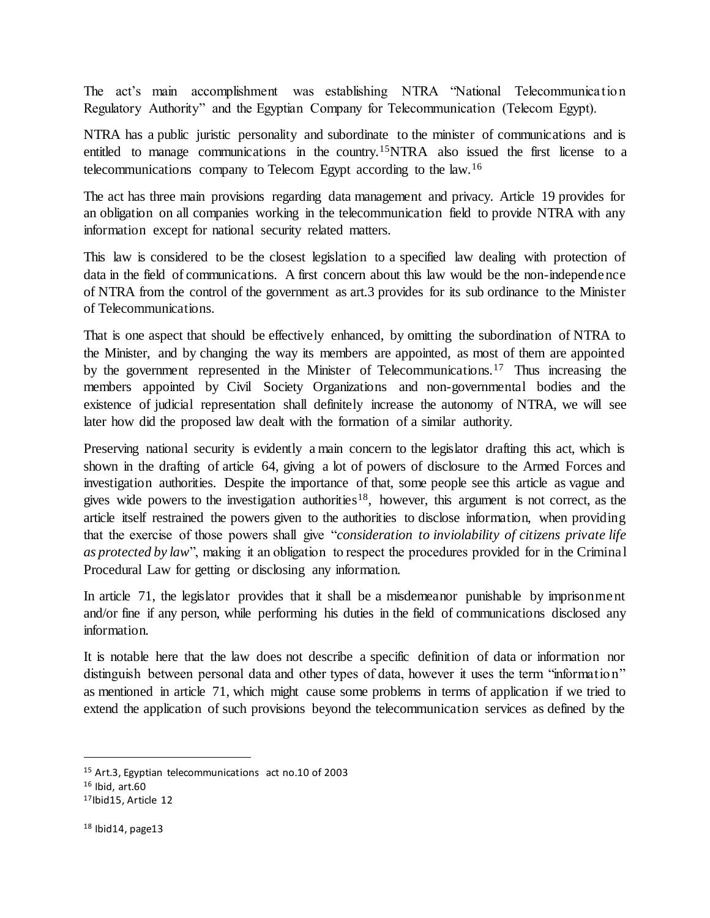The act's main accomplishment was establishing NTRA "National Telecommunication Regulatory Authority" and the Egyptian Company for Telecommunication (Telecom Egypt).

NTRA has a public juristic personality and subordinate to the minister of communications and is entitled to manage communications in the country.[15]NTRA also issued the first license to a telecommunications company to Telecom Egypt according to the law.[16]

The act has three main provisions regarding data management and privacy. Article 19 provides for an obligation on all companies working in the telecommunication field to provide NTRA with any information except for national security related matters.

This law is considered to be the closest legislation to a specified law dealing with protection of data in the field of communications. A first concern about this law would be the non-independence of NTRA from the control of the government as art.3 provides for its sub ordinance to the Minister of Telecommunications.

That is one aspect that should be effectively enhanced, by omitting the subordination of NTRA to the Minister, and by changing the way its members are appointed, as most of them are appointed by the government represented in the Minister of Telecommunications.[17] Thus increasing the members appointed by Civil Society Organizations and non-governmental bodies and the existence of judicial representation shall definitely increase the autonomy of NTRA, we will see later how did the proposed law dealt with the formation of a similar authority.

Preserving national security is evidently a main concern to the legislator drafting this act, which is shown in the drafting of article 64, giving a lot of powers of disclosure to the Armed Forces and investigation authorities. Despite the importance of that, some people see this article as vague and gives wide powers to the investigation authorities[18], however, this argument is not correct, as the article itself restrained the powers given to the authorities to disclose information, when providing that the exercise of those powers shall give "*consideration to inviolability of citizens private life as protected by law*", making it an obligation to respect the procedures provided for in the Criminal Procedural Law for getting or disclosing any information.

In article 71, the legislator provides that it shall be a misdemeanor punishable by imprisonment and/or fine if any person, while performing his duties in the field of communications disclosed any information.

It is notable here that the law does not describe a specific definition of data or information nor distinguish between personal data and other types of data, however it uses the term "information" as mentioned in article 71, which might cause some problems in terms of application if we tried to extend the application of such provisions beyond the telecommunication services as defined by the

---

[15] Art.3, Egyptian telecommunications act no.10 of 2003

[16] Ibid, art.60

[17] Ibid15, Article 12

[18] Ibid14, page13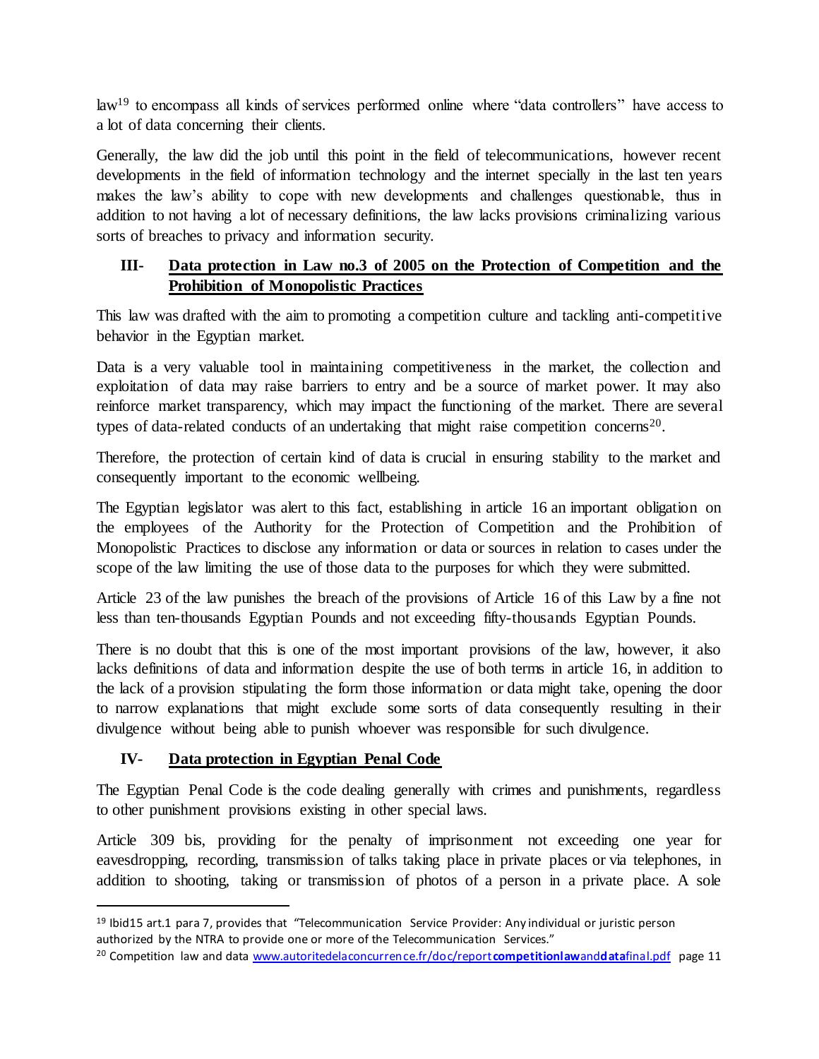law[19] to encompass all kinds of services performed online where "data controllers" have access to a lot of data concerning their clients.

Generally, the law did the job until this point in the field of telecommunications, however recent developments in the field of information technology and the internet specially in the last ten years makes the law's ability to cope with new developments and challenges questionable, thus in addition to not having a lot of necessary definitions, the law lacks provisions criminalizing various sorts of breaches to privacy and information security.

## III- Data protection in Law no.3 of 2005 on the Protection of Competition and the Prohibition of Monopolistic Practices

This law was drafted with the aim to promoting a competition culture and tackling anti-competitive behavior in the Egyptian market.

Data is a very valuable tool in maintaining competitiveness in the market, the collection and exploitation of data may raise barriers to entry and be a source of market power. It may also reinforce market transparency, which may impact the functioning of the market. There are several types of data-related conducts of an undertaking that might raise competition concerns[20].

Therefore, the protection of certain kind of data is crucial in ensuring stability to the market and consequently important to the economic wellbeing.

The Egyptian legislator was alert to this fact, establishing in article 16 an important obligation on the employees of the Authority for the Protection of Competition and the Prohibition of Monopolistic Practices to disclose any information or data or sources in relation to cases under the scope of the law limiting the use of those data to the purposes for which they were submitted.

Article 23 of the law punishes the breach of the provisions of Article 16 of this Law by a fine not less than ten-thousands Egyptian Pounds and not exceeding fifty-thousands Egyptian Pounds.

There is no doubt that this is one of the most important provisions of the law, however, it also lacks definitions of data and information despite the use of both terms in article 16, in addition to the lack of a provision stipulating the form those information or data might take, opening the door to narrow explanations that might exclude some sorts of data consequently resulting in their divulgence without being able to punish whoever was responsible for such divulgence.

## IV- Data protection in Egyptian Penal Code

The Egyptian Penal Code is the code dealing generally with crimes and punishments, regardless to other punishment provisions existing in other special laws.

Article 309 bis, providing for the penalty of imprisonment not exceeding one year for eavesdropping, recording, transmission of talks taking place in private places or via telephones, in addition to shooting, taking or transmission of photos of a person in a private place. A sole

---

[19] Ibid15 art.1 para 7, provides that "Telecommunication Service Provider: Any individual or juristic person authorized by the NTRA to provide one or more of the Telecommunication Services."

[20] Competition law and data www.autoritedelaconcurrence.fr/doc/reportcompetitionlawanddatafinal.pdf page 11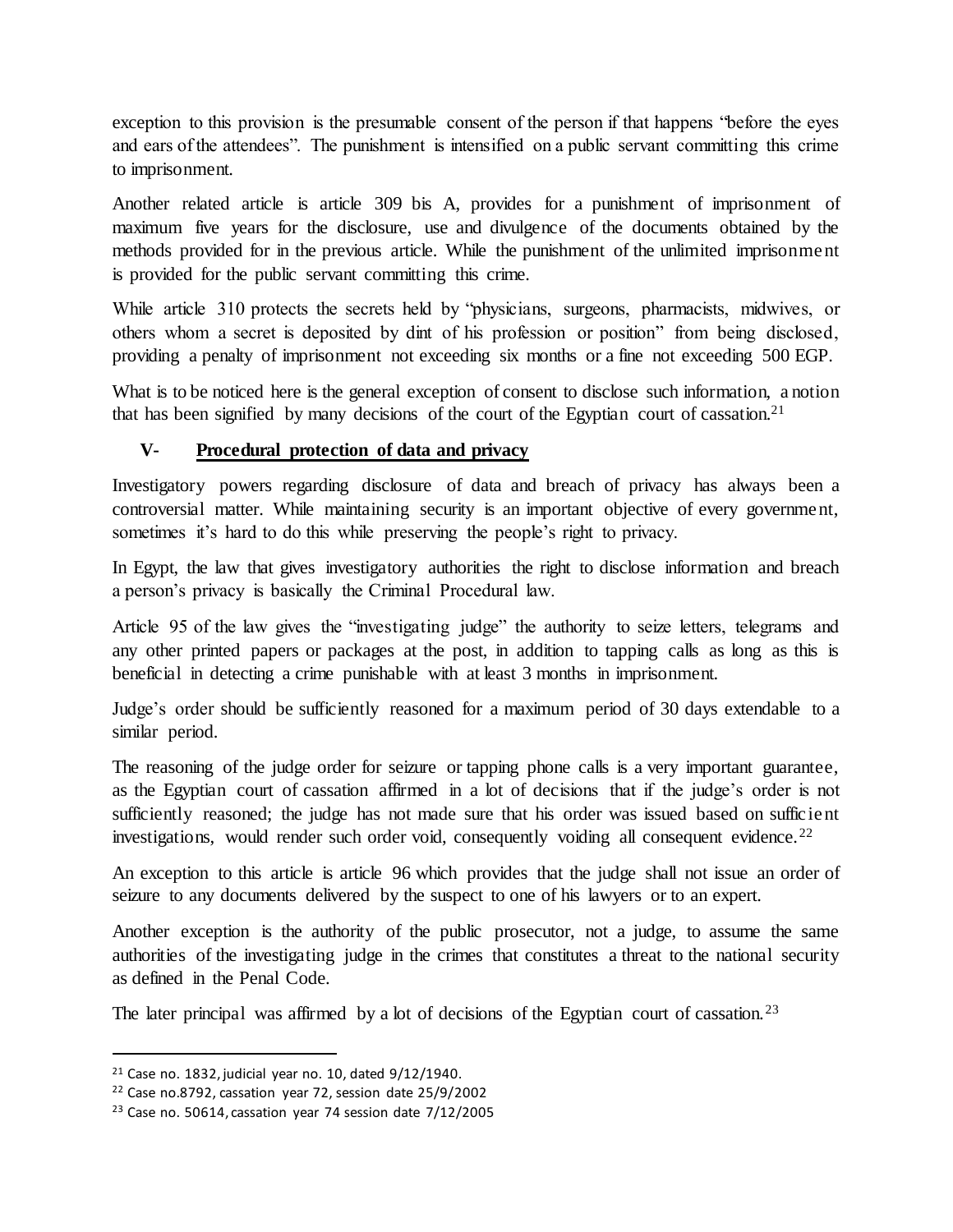exception to this provision is the presumable consent of the person if that happens "before the eyes and ears of the attendees". The punishment is intensified on a public servant committing this crime to imprisonment.

Another related article is article 309 bis A, provides for a punishment of imprisonment of maximum five years for the disclosure, use and divulgence of the documents obtained by the methods provided for in the previous article. While the punishment of the unlimited imprisonment is provided for the public servant committing this crime.

While article 310 protects the secrets held by "physicians, surgeons, pharmacists, midwives, or others whom a secret is deposited by dint of his profession or position" from being disclosed, providing a penalty of imprisonment not exceeding six months or a fine not exceeding 500 EGP.

What is to be noticed here is the general exception of consent to disclose such information, a notion that has been signified by many decisions of the court of the Egyptian court of cassation.[21]

## V- Procedural protection of data and privacy

Investigatory powers regarding disclosure of data and breach of privacy has always been a controversial matter. While maintaining security is an important objective of every government, sometimes it's hard to do this while preserving the people's right to privacy.

In Egypt, the law that gives investigatory authorities the right to disclose information and breach a person's privacy is basically the Criminal Procedural law.

Article 95 of the law gives the "investigating judge" the authority to seize letters, telegrams and any other printed papers or packages at the post, in addition to tapping calls as long as this is beneficial in detecting a crime punishable with at least 3 months in imprisonment.

Judge's order should be sufficiently reasoned for a maximum period of 30 days extendable to a similar period.

The reasoning of the judge order for seizure or tapping phone calls is a very important guarantee, as the Egyptian court of cassation affirmed in a lot of decisions that if the judge's order is not sufficiently reasoned; the judge has not made sure that his order was issued based on sufficient investigations, would render such order void, consequently voiding all consequent evidence.[22]

An exception to this article is article 96 which provides that the judge shall not issue an order of seizure to any documents delivered by the suspect to one of his lawyers or to an expert.

Another exception is the authority of the public prosecutor, not a judge, to assume the same authorities of the investigating judge in the crimes that constitutes a threat to the national security as defined in the Penal Code.

The later principal was affirmed by a lot of decisions of the Egyptian court of cassation.[23]

---

[21] Case no. 1832, judicial year no. 10, dated 9/12/1940.

[22] Case no.8792, cassation year 72, session date 25/9/2002

[23] Case no. 50614, cassation year 74 session date 7/12/2005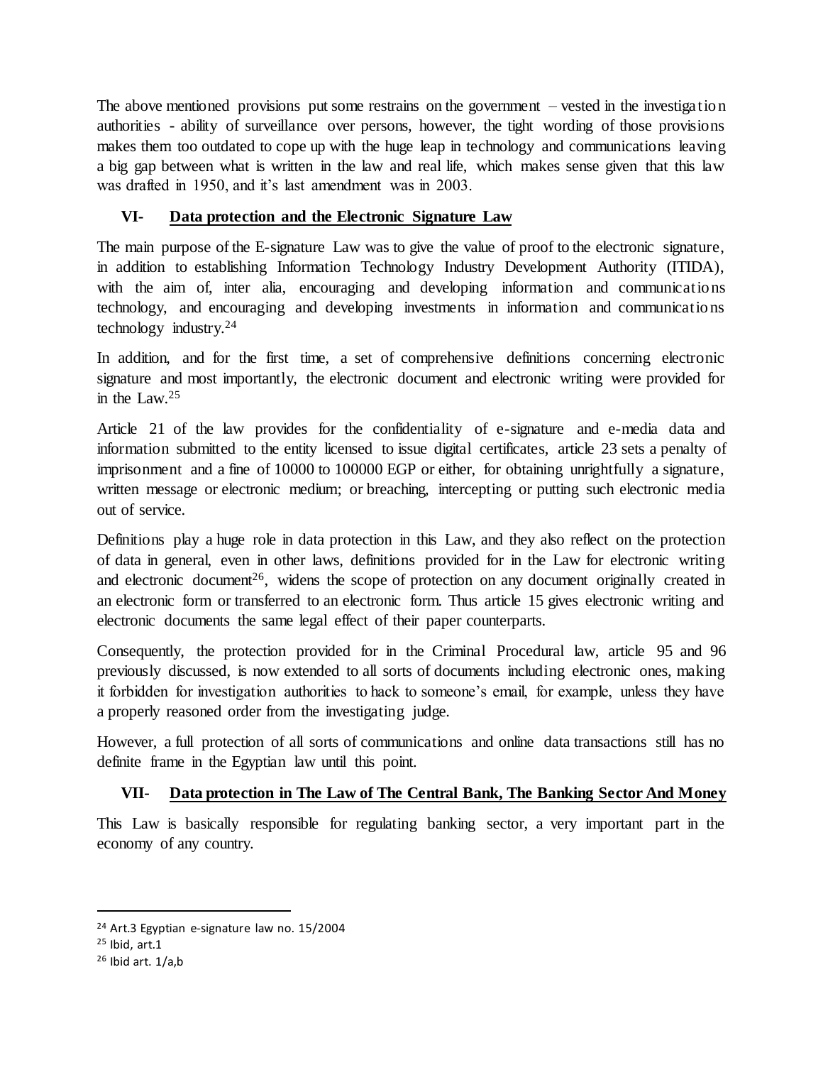The above mentioned provisions put some restrains on the government – vested in the investigation authorities - ability of surveillance over persons, however, the tight wording of those provisions makes them too outdated to cope up with the huge leap in technology and communications leaving a big gap between what is written in the law and real life, which makes sense given that this law was drafted in 1950, and it's last amendment was in 2003.

## VI- Data protection and the Electronic Signature Law

The main purpose of the E-signature Law was to give the value of proof to the electronic signature, in addition to establishing Information Technology Industry Development Authority (ITIDA), with the aim of, inter alia, encouraging and developing information and communications technology, and encouraging and developing investments in information and communications technology industry.[24]

In addition, and for the first time, a set of comprehensive definitions concerning electronic signature and most importantly, the electronic document and electronic writing were provided for in the Law.[25]

Article 21 of the law provides for the confidentiality of e-signature and e-media data and information submitted to the entity licensed to issue digital certificates, article 23 sets a penalty of imprisonment and a fine of 10000 to 100000 EGP or either, for obtaining unrightfully a signature, written message or electronic medium; or breaching, intercepting or putting such electronic media out of service.

Definitions play a huge role in data protection in this Law, and they also reflect on the protection of data in general, even in other laws, definitions provided for in the Law for electronic writing and electronic document[26], widens the scope of protection on any document originally created in an electronic form or transferred to an electronic form. Thus article 15 gives electronic writing and electronic documents the same legal effect of their paper counterparts.

Consequently, the protection provided for in the Criminal Procedural law, article 95 and 96 previously discussed, is now extended to all sorts of documents including electronic ones, making it forbidden for investigation authorities to hack to someone's email, for example, unless they have a properly reasoned order from the investigating judge.

However, a full protection of all sorts of communications and online data transactions still has no definite frame in the Egyptian law until this point.

## VII- Data protection in The Law of The Central Bank, The Banking Sector And Money

This Law is basically responsible for regulating banking sector, a very important part in the economy of any country.

---

[24] Art.3 Egyptian e-signature law no. 15/2004

[25] Ibid, art.1

[26] Ibid art. 1/a,b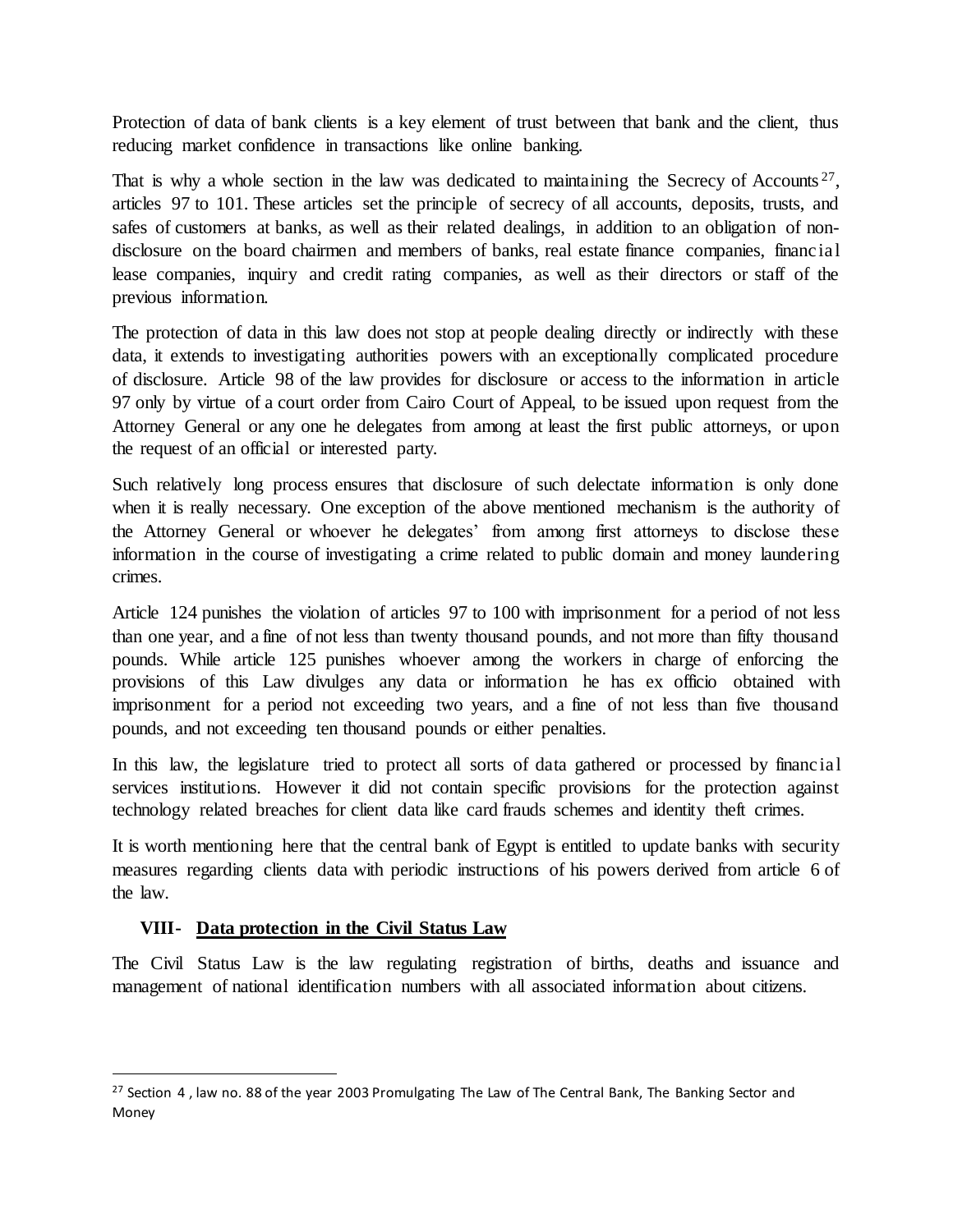Protection of data of bank clients is a key element of trust between that bank and the client, thus reducing market confidence in transactions like online banking.

That is why a whole section in the law was dedicated to maintaining the Secrecy of Accounts[27], articles 97 to 101. These articles set the principle of secrecy of all accounts, deposits, trusts, and safes of customers at banks, as well as their related dealings, in addition to an obligation of non-disclosure on the board chairmen and members of banks, real estate finance companies, financial lease companies, inquiry and credit rating companies, as well as their directors or staff of the previous information.

The protection of data in this law does not stop at people dealing directly or indirectly with these data, it extends to investigating authorities powers with an exceptionally complicated procedure of disclosure. Article 98 of the law provides for disclosure or access to the information in article 97 only by virtue of a court order from Cairo Court of Appeal, to be issued upon request from the Attorney General or any one he delegates from among at least the first public attorneys, or upon the request of an official or interested party.

Such relatively long process ensures that disclosure of such delectate information is only done when it is really necessary. One exception of the above mentioned mechanism is the authority of the Attorney General or whoever he delegates' from among first attorneys to disclose these information in the course of investigating a crime related to public domain and money laundering crimes.

Article 124 punishes the violation of articles 97 to 100 with imprisonment for a period of not less than one year, and a fine of not less than twenty thousand pounds, and not more than fifty thousand pounds. While article 125 punishes whoever among the workers in charge of enforcing the provisions of this Law divulges any data or information he has ex officio obtained with imprisonment for a period not exceeding two years, and a fine of not less than five thousand pounds, and not exceeding ten thousand pounds or either penalties.

In this law, the legislature tried to protect all sorts of data gathered or processed by financial services institutions. However it did not contain specific provisions for the protection against technology related breaches for client data like card frauds schemes and identity theft crimes.

It is worth mentioning here that the central bank of Egypt is entitled to update banks with security measures regarding clients data with periodic instructions of his powers derived from article 6 of the law.

## VIII- Data protection in the Civil Status Law

The Civil Status Law is the law regulating registration of births, deaths and issuance and management of national identification numbers with all associated information about citizens.

---

[27] Section 4 , law no. 88 of the year 2003 Promulgating The Law of The Central Bank, The Banking Sector and Money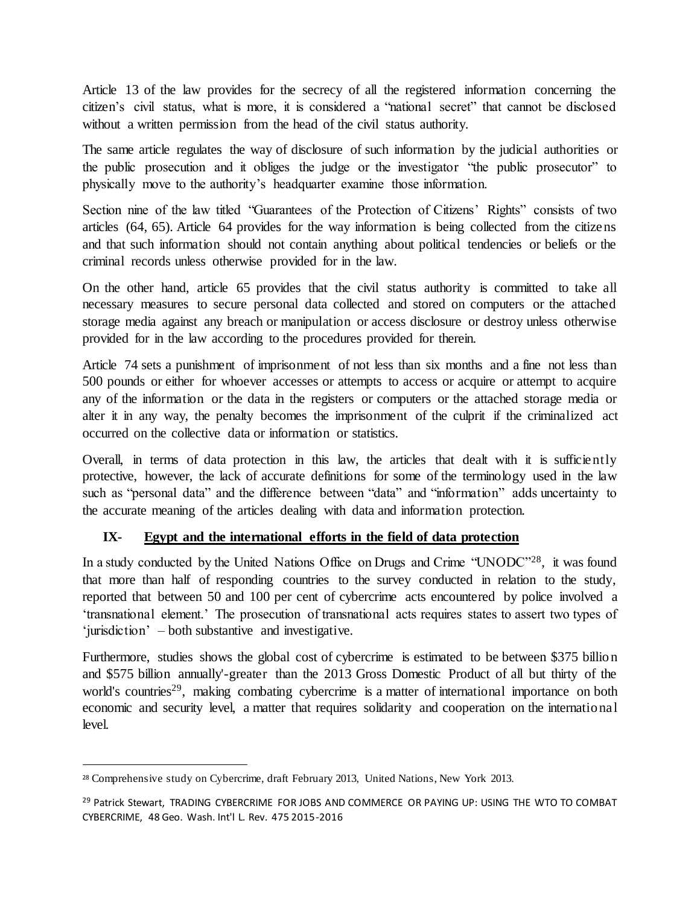Article 13 of the law provides for the secrecy of all the registered information concerning the citizen's civil status, what is more, it is considered a "national secret" that cannot be disclosed without a written permission from the head of the civil status authority.

The same article regulates the way of disclosure of such information by the judicial authorities or the public prosecution and it obliges the judge or the investigator "the public prosecutor" to physically move to the authority's headquarter examine those information.

Section nine of the law titled "Guarantees of the Protection of Citizens' Rights" consists of two articles (64, 65). Article 64 provides for the way information is being collected from the citizens and that such information should not contain anything about political tendencies or beliefs or the criminal records unless otherwise provided for in the law.

On the other hand, article 65 provides that the civil status authority is committed to take all necessary measures to secure personal data collected and stored on computers or the attached storage media against any breach or manipulation or access disclosure or destroy unless otherwise provided for in the law according to the procedures provided for therein.

Article 74 sets a punishment of imprisonment of not less than six months and a fine not less than 500 pounds or either for whoever accesses or attempts to access or acquire or attempt to acquire any of the information or the data in the registers or computers or the attached storage media or alter it in any way, the penalty becomes the imprisonment of the culprit if the criminalized act occurred on the collective data or information or statistics.

Overall, in terms of data protection in this law, the articles that dealt with it is sufficiently protective, however, the lack of accurate definitions for some of the terminology used in the law such as "personal data" and the difference between "data" and "information" adds uncertainty to the accurate meaning of the articles dealing with data and information protection.

## IX- Egypt and the international efforts in the field of data protection

In a study conducted by the United Nations Office on Drugs and Crime "UNODC"[28], it was found that more than half of responding countries to the survey conducted in relation to the study, reported that between 50 and 100 per cent of cybercrime acts encountered by police involved a 'transnational element.' The prosecution of transnational acts requires states to assert two types of 'jurisdiction' – both substantive and investigative.

Furthermore, studies shows the global cost of cybercrime is estimated to be between $375 billion and $575 billion annually'-greater than the 2013 Gross Domestic Product of all but thirty of the world's countries[29], making combating cybercrime is a matter of international importance on both economic and security level, a matter that requires solidarity and cooperation on the international level.

---

[28] Comprehensive study on Cybercrime, draft February 2013, United Nations, New York 2013.

[29] Patrick Stewart, TRADING CYBERCRIME FOR JOBS AND COMMERCE OR PAYING UP: USING THE WTO TO COMBAT CYBERCRIME, 48 Geo. Wash. Int'l L. Rev. 475 2015-2016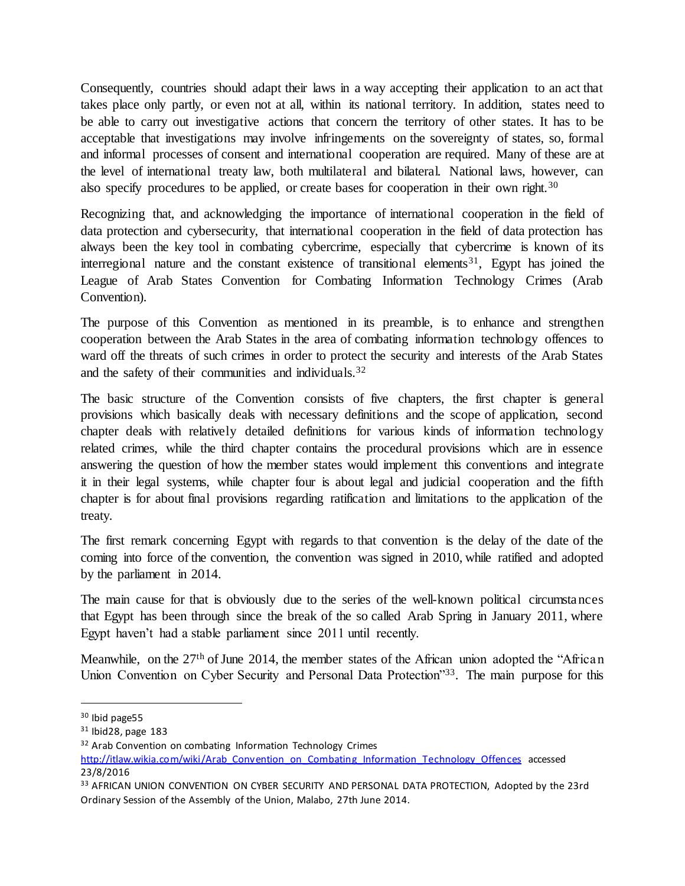Consequently, countries should adapt their laws in a way accepting their application to an act that takes place only partly, or even not at all, within its national territory. In addition, states need to be able to carry out investigative actions that concern the territory of other states. It has to be acceptable that investigations may involve infringements on the sovereignty of states, so, formal and informal processes of consent and international cooperation are required. Many of these are at the level of international treaty law, both multilateral and bilateral. National laws, however, can also specify procedures to be applied, or create bases for cooperation in their own right.[30]

Recognizing that, and acknowledging the importance of international cooperation in the field of data protection and cybersecurity, that international cooperation in the field of data protection has always been the key tool in combating cybercrime, especially that cybercrime is known of its interregional nature and the constant existence of transitional elements[31], Egypt has joined the League of Arab States Convention for Combating Information Technology Crimes (Arab Convention).

The purpose of this Convention as mentioned in its preamble, is to enhance and strengthen cooperation between the Arab States in the area of combating information technology offences to ward off the threats of such crimes in order to protect the security and interests of the Arab States and the safety of their communities and individuals.[32]

The basic structure of the Convention consists of five chapters, the first chapter is general provisions which basically deals with necessary definitions and the scope of application, second chapter deals with relatively detailed definitions for various kinds of information technology related crimes, while the third chapter contains the procedural provisions which are in essence answering the question of how the member states would implement this conventions and integrate it in their legal systems, while chapter four is about legal and judicial cooperation and the fifth chapter is for about final provisions regarding ratification and limitations to the application of the treaty.

The first remark concerning Egypt with regards to that convention is the delay of the date of the coming into force of the convention, the convention was signed in 2010, while ratified and adopted by the parliament in 2014.

The main cause for that is obviously due to the series of the well-known political circumstances that Egypt has been through since the break of the so called Arab Spring in January 2011, where Egypt haven't had a stable parliament since 2011 until recently.

Meanwhile, on the 27th of June 2014, the member states of the African union adopted the "African Union Convention on Cyber Security and Personal Data Protection"[33]. The main purpose for this

---

[30] Ibid page55

[31] Ibid28, page 183

[32] Arab Convention on combating Information Technology Crimes http://itlaw.wikia.com/wiki/Arab_Convention_on_Combating_Information_Technology_Offences accessed 23/8/2016

[33] AFRICAN UNION CONVENTION ON CYBER SECURITY AND PERSONAL DATA PROTECTION, Adopted by the 23rd Ordinary Session of the Assembly of the Union, Malabo, 27th June 2014.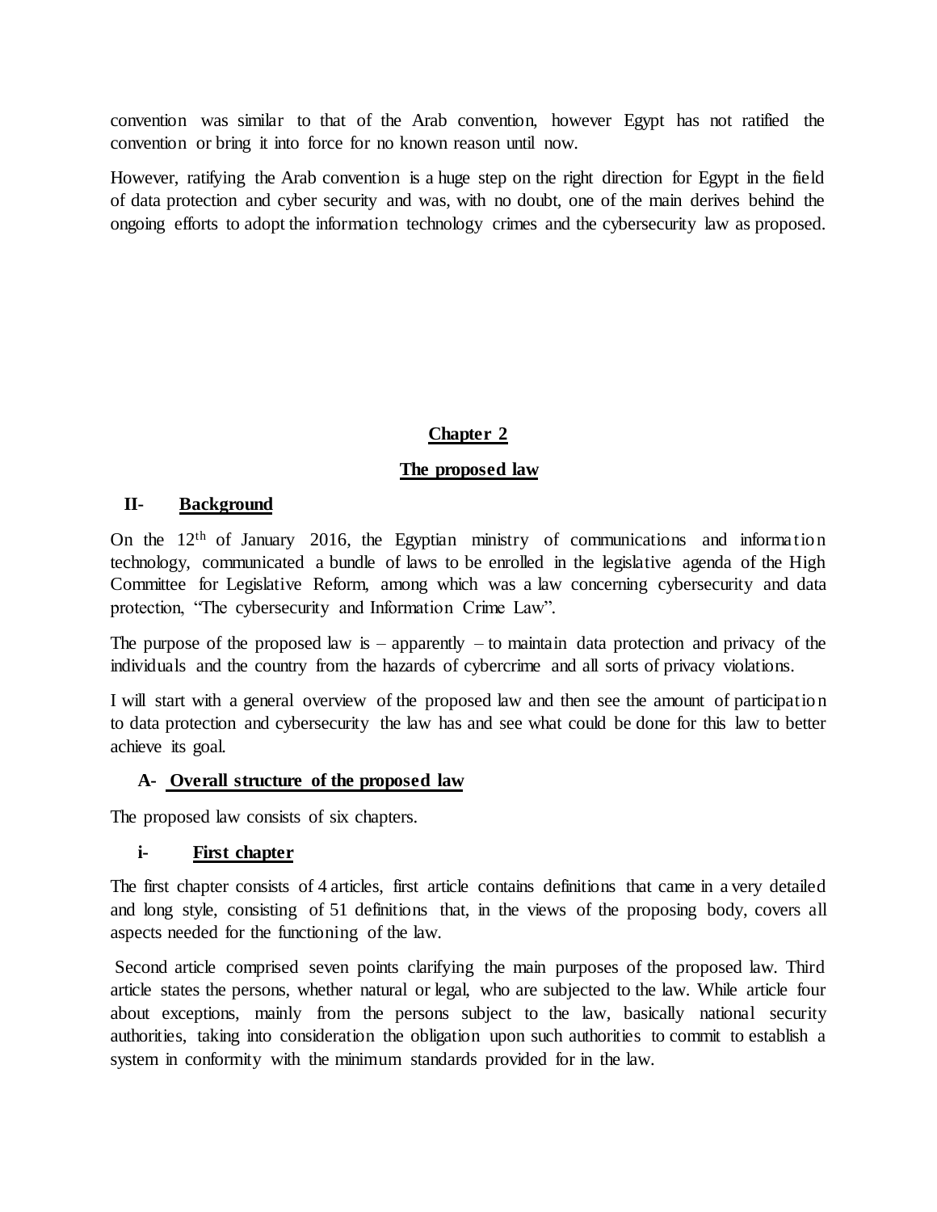convention was similar to that of the Arab convention, however Egypt has not ratified the convention or bring it into force for no known reason until now.

However, ratifying the Arab convention is a huge step on the right direction for Egypt in the field of data protection and cyber security and was, with no doubt, one of the main derives behind the ongoing efforts to adopt the information technology crimes and the cybersecurity law as proposed.

# **Chapter 2**

## **The proposed law**

### II- **Background**

On the 12th of January 2016, the Egyptian ministry of communications and information technology, communicated a bundle of laws to be enrolled in the legislative agenda of the High Committee for Legislative Reform, among which was a law concerning cybersecurity and data protection, "The cybersecurity and Information Crime Law".

The purpose of the proposed law is – apparently – to maintain data protection and privacy of the individuals and the country from the hazards of cybercrime and all sorts of privacy violations.

I will start with a general overview of the proposed law and then see the amount of participation to data protection and cybersecurity the law has and see what could be done for this law to better achieve its goal.

#### A- **Overall structure of the proposed law**

The proposed law consists of six chapters.

##### i- **First chapter**

The first chapter consists of 4 articles, first article contains definitions that came in a very detailed and long style, consisting of 51 definitions that, in the views of the proposing body, covers all aspects needed for the functioning of the law.

Second article comprised seven points clarifying the main purposes of the proposed law. Third article states the persons, whether natural or legal, who are subjected to the law. While article four about exceptions, mainly from the persons subject to the law, basically national security authorities, taking into consideration the obligation upon such authorities to commit to establish a system in conformity with the minimum standards provided for in the law.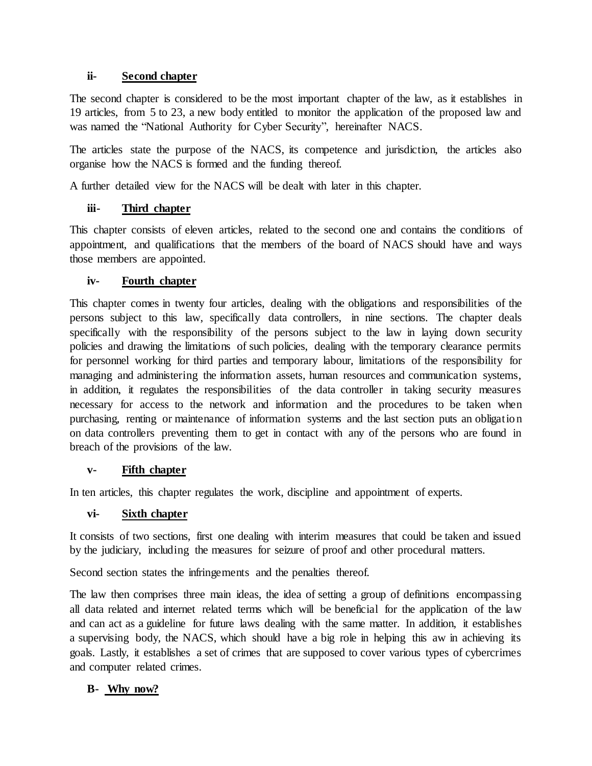### ii- **Second chapter**

The second chapter is considered to be the most important chapter of the law, as it establishes in 19 articles, from 5 to 23, a new body entitled to monitor the application of the proposed law and was named the "National Authority for Cyber Security", hereinafter NACS.

The articles state the purpose of the NACS, its competence and jurisdiction, the articles also organise how the NACS is formed and the funding thereof.

A further detailed view for the NACS will be dealt with later in this chapter.

### iii- **Third chapter**

This chapter consists of eleven articles, related to the second one and contains the conditions of appointment, and qualifications that the members of the board of NACS should have and ways those members are appointed.

### iv- **Fourth chapter**

This chapter comes in twenty four articles, dealing with the obligations and responsibilities of the persons subject to this law, specifically data controllers, in nine sections. The chapter deals specifically with the responsibility of the persons subject to the law in laying down security policies and drawing the limitations of such policies, dealing with the temporary clearance permits for personnel working for third parties and temporary labour, limitations of the responsibility for managing and administering the information assets, human resources and communication systems, in addition, it regulates the responsibilities of the data controller in taking security measures necessary for access to the network and information and the procedures to be taken when purchasing, renting or maintenance of information systems and the last section puts an obligation on data controllers preventing them to get in contact with any of the persons who are found in breach of the provisions of the law.

### v- **Fifth chapter**

In ten articles, this chapter regulates the work, discipline and appointment of experts.

### vi- **Sixth chapter**

It consists of two sections, first one dealing with interim measures that could be taken and issued by the judiciary, including the measures for seizure of proof and other procedural matters.

Second section states the infringements and the penalties thereof.

The law then comprises three main ideas, the idea of setting a group of definitions encompassing all data related and internet related terms which will be beneficial for the application of the law and can act as a guideline for future laws dealing with the same matter. In addition, it establishes a supervising body, the NACS, which should have a big role in helping this aw in achieving its goals. Lastly, it establishes a set of crimes that are supposed to cover various types of cybercrimes and computer related crimes.

## B- **Why now?**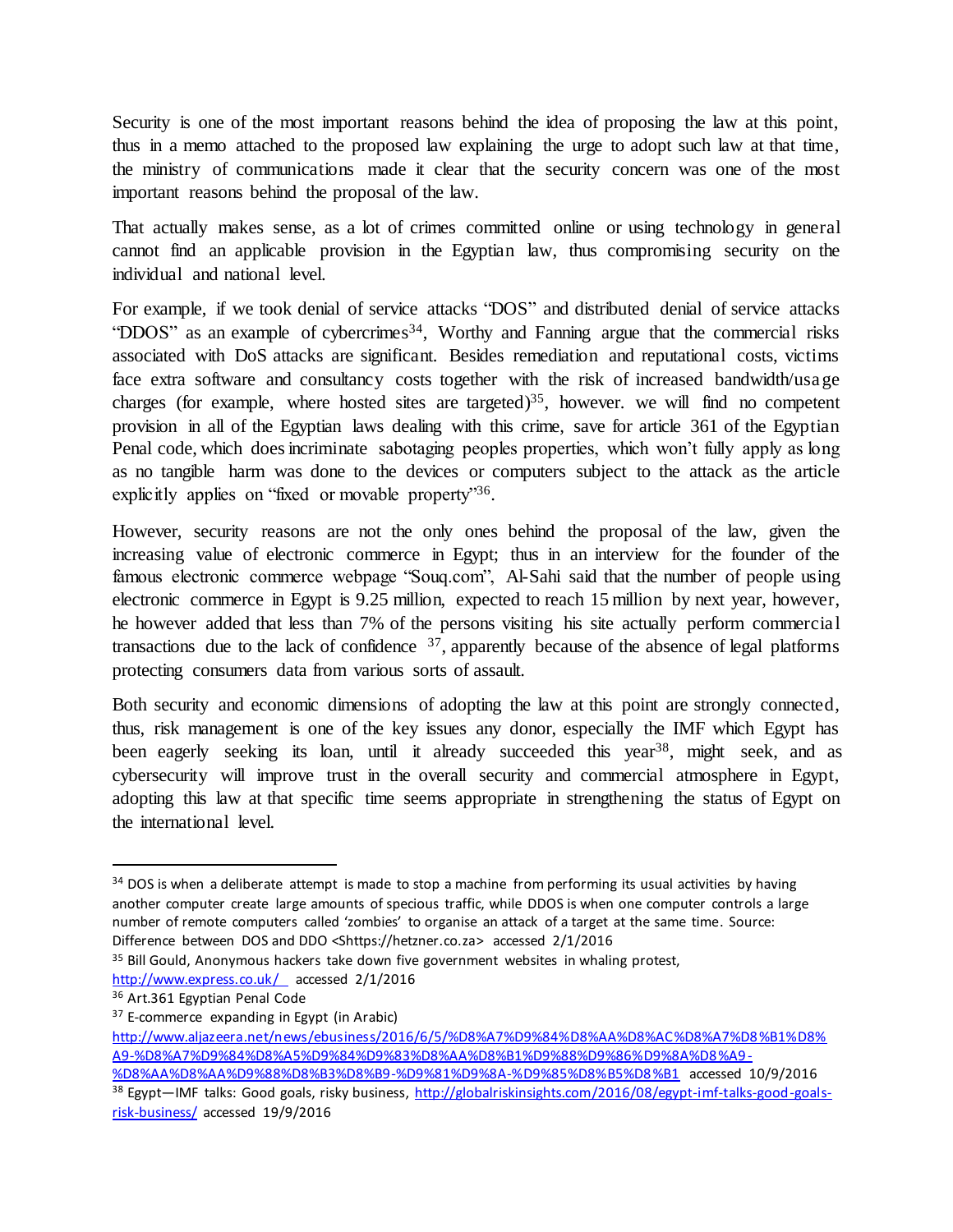Security is one of the most important reasons behind the idea of proposing the law at this point, thus in a memo attached to the proposed law explaining the urge to adopt such law at that time, the ministry of communications made it clear that the security concern was one of the most important reasons behind the proposal of the law.

That actually makes sense, as a lot of crimes committed online or using technology in general cannot find an applicable provision in the Egyptian law, thus compromising security on the individual and national level.

For example, if we took denial of service attacks "DOS" and distributed denial of service attacks "DDOS" as an example of cybercrimes[34], Worthy and Fanning argue that the commercial risks associated with DoS attacks are significant. Besides remediation and reputational costs, victims face extra software and consultancy costs together with the risk of increased bandwidth/usage charges (for example, where hosted sites are targeted)[35], however. we will find no competent provision in all of the Egyptian laws dealing with this crime, save for article 361 of the Egyptian Penal code, which does incriminate sabotaging peoples properties, which won't fully apply as long as no tangible harm was done to the devices or computers subject to the attack as the article explicitly applies on "fixed or movable property"[36].

However, security reasons are not the only ones behind the proposal of the law, given the increasing value of electronic commerce in Egypt; thus in an interview for the founder of the famous electronic commerce webpage "Souq.com", Al-Sahi said that the number of people using electronic commerce in Egypt is 9.25 million, expected to reach 15 million by next year, however, he however added that less than 7% of the persons visiting his site actually perform commercial transactions due to the lack of confidence [37], apparently because of the absence of legal platforms protecting consumers data from various sorts of assault.

Both security and economic dimensions of adopting the law at this point are strongly connected, thus, risk management is one of the key issues any donor, especially the IMF which Egypt has been eagerly seeking its loan, until it already succeeded this year[38], might seek, and as cybersecurity will improve trust in the overall security and commercial atmosphere in Egypt, adopting this law at that specific time seems appropriate in strengthening the status of Egypt on the international level.

---

[34] DOS is when a deliberate attempt is made to stop a machine from performing its usual activities by having another computer create large amounts of specious traffic, while DDOS is when one computer controls a large number of remote computers called 'zombies' to organise an attack of a target at the same time. Source: Difference between DOS and DDO <Shttps://hetzner.co.za> accessed 2/1/2016

[35] Bill Gould, Anonymous hackers take down five government websites in whaling protest, http://www.express.co.uk/ accessed 2/1/2016

[36] Art.361 Egyptian Penal Code

[37] E-commerce expanding in Egypt (in Arabic) http://www.aljazeera.net/news/ebusiness/2016/6/5/%D8%A7%D9%84%D8%AA%D8%AC%D8%A7%D8%B1%D8%A9-%D8%A7%D9%84%D8%A5%D9%84%D9%83%D8%AA%D8%B1%D9%88%D9%86%D9%8A%D8%A9-%D8%AA%D8%AA%D9%88%D8%B3%D8%B9-%D9%81%D9%8A-%D9%85%D8%B5%D8%B1 accessed 10/9/2016

[38] Egypt—IMF talks: Good goals, risky business, http://globalriskinsights.com/2016/08/egypt-imf-talks-good-goals-risk-business/ accessed 19/9/2016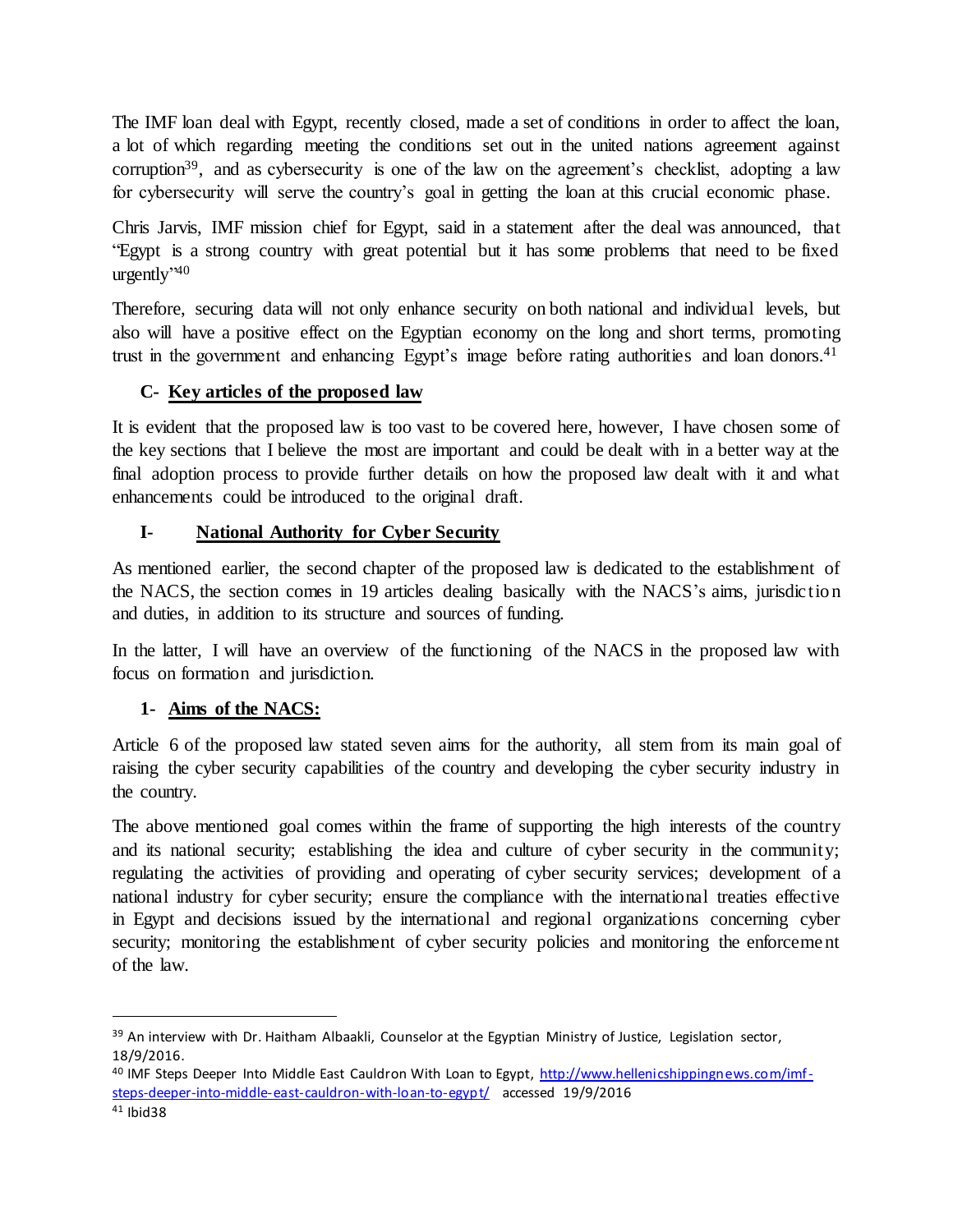The IMF loan deal with Egypt, recently closed, made a set of conditions in order to affect the loan, a lot of which regarding meeting the conditions set out in the united nations agreement against corruption[39], and as cybersecurity is one of the law on the agreement's checklist, adopting a law for cybersecurity will serve the country's goal in getting the loan at this crucial economic phase.

Chris Jarvis, IMF mission chief for Egypt, said in a statement after the deal was announced, that "Egypt is a strong country with great potential but it has some problems that need to be fixed urgently"[40]

Therefore, securing data will not only enhance security on both national and individual levels, but also will have a positive effect on the Egyptian economy on the long and short terms, promoting trust in the government and enhancing Egypt's image before rating authorities and loan donors.[41]

## C- <u>Key articles of the proposed law</u>

It is evident that the proposed law is too vast to be covered here, however, I have chosen some of the key sections that I believe the most are important and could be dealt with in a better way at the final adoption process to provide further details on how the proposed law dealt with it and what enhancements could be introduced to the original draft.

### I- <u>National Authority for Cyber Security</u>

As mentioned earlier, the second chapter of the proposed law is dedicated to the establishment of the NACS, the section comes in 19 articles dealing basically with the NACS's aims, jurisdiction and duties, in addition to its structure and sources of funding.

In the latter, I will have an overview of the functioning of the NACS in the proposed law with focus on formation and jurisdiction.

#### 1- <u>Aims of the NACS:</u>

Article 6 of the proposed law stated seven aims for the authority, all stem from its main goal of raising the cyber security capabilities of the country and developing the cyber security industry in the country.

The above mentioned goal comes within the frame of supporting the high interests of the country and its national security; establishing the idea and culture of cyber security in the community; regulating the activities of providing and operating of cyber security services; development of a national industry for cyber security; ensure the compliance with the international treaties effective in Egypt and decisions issued by the international and regional organizations concerning cyber security; monitoring the establishment of cyber security policies and monitoring the enforcement of the law.

---

[39] An interview with Dr. Haitham Albaakli, Counselor at the Egyptian Ministry of Justice, Legislation sector, 18/9/2016.

[40] IMF Steps Deeper Into Middle East Cauldron With Loan to Egypt, http://www.hellenicshippingnews.com/imf-steps-deeper-into-middle-east-cauldron-with-loan-to-egypt/ accessed 19/9/2016

[41] Ibid38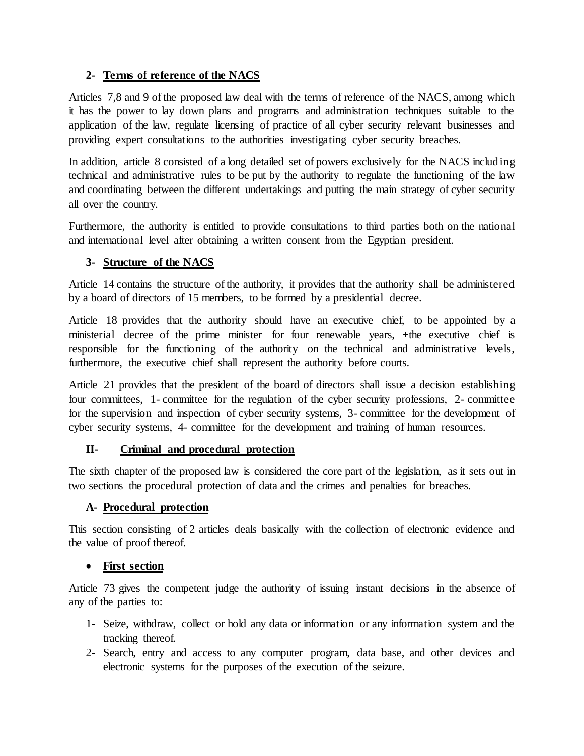## 2- Terms of reference of the NACS

Articles 7,8 and 9 of the proposed law deal with the terms of reference of the NACS, among which it has the power to lay down plans and programs and administration techniques suitable to the application of the law, regulate licensing of practice of all cyber security relevant businesses and providing expert consultations to the authorities investigating cyber security breaches.

In addition, article 8 consisted of a long detailed set of powers exclusively for the NACS including technical and administrative rules to be put by the authority to regulate the functioning of the law and coordinating between the different undertakings and putting the main strategy of cyber security all over the country.

Furthermore, the authority is entitled to provide consultations to third parties both on the national and international level after obtaining a written consent from the Egyptian president.

## 3- Structure of the NACS

Article 14 contains the structure of the authority, it provides that the authority shall be administered by a board of directors of 15 members, to be formed by a presidential decree.

Article 18 provides that the authority should have an executive chief, to be appointed by a ministerial decree of the prime minister for four renewable years, +the executive chief is responsible for the functioning of the authority on the technical and administrative levels, furthermore, the executive chief shall represent the authority before courts.

Article 21 provides that the president of the board of directors shall issue a decision establishing four committees, 1- committee for the regulation of the cyber security professions, 2- committee for the supervision and inspection of cyber security systems, 3- committee for the development of cyber security systems, 4- committee for the development and training of human resources.

## II- Criminal and procedural protection

The sixth chapter of the proposed law is considered the core part of the legislation, as it sets out in two sections the procedural protection of data and the crimes and penalties for breaches.

### A- Procedural protection

This section consisting of 2 articles deals basically with the collection of electronic evidence and the value of proof thereof.

- **First section**

Article 73 gives the competent judge the authority of issuing instant decisions in the absence of any of the parties to:

1- Seize, withdraw, collect or hold any data or information or any information system and the tracking thereof.
2- Search, entry and access to any computer program, data base, and other devices and electronic systems for the purposes of the execution of the seizure.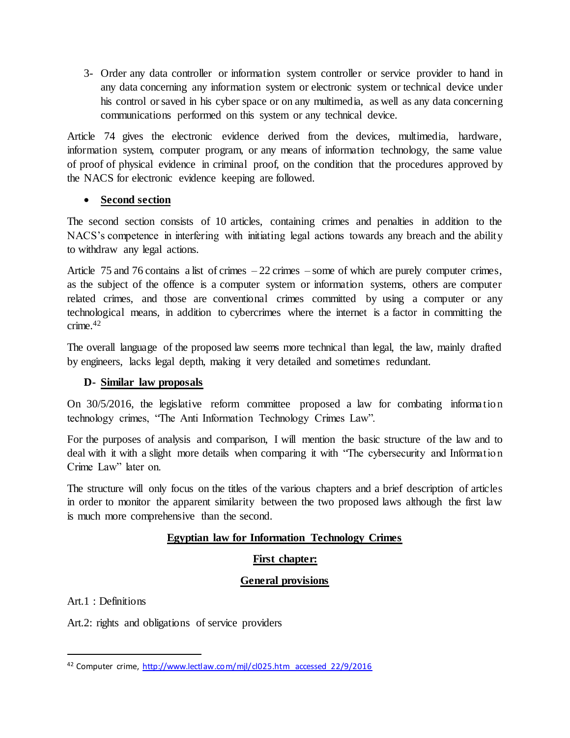3- Order any data controller or information system controller or service provider to hand in any data concerning any information system or electronic system or technical device under his control or saved in his cyber space or on any multimedia, as well as any data concerning communications performed on this system or any technical device.

Article 74 gives the electronic evidence derived from the devices, multimedia, hardware, information system, computer program, or any means of information technology, the same value of proof of physical evidence in criminal proof, on the condition that the procedures approved by the NACS for electronic evidence keeping are followed.

- **Second section**

The second section consists of 10 articles, containing crimes and penalties in addition to the NACS's competence in interfering with initiating legal actions towards any breach and the ability to withdraw any legal actions.

Article 75 and 76 contains a list of crimes – 22 crimes – some of which are purely computer crimes, as the subject of the offence is a computer system or information systems, others are computer related crimes, and those are conventional crimes committed by using a computer or any technological means, in addition to cybercrimes where the internet is a factor in committing the crime.[42]

The overall language of the proposed law seems more technical than legal, the law, mainly drafted by engineers, lacks legal depth, making it very detailed and sometimes redundant.

### D- Similar law proposals

On 30/5/2016, the legislative reform committee proposed a law for combating information technology crimes, "The Anti Information Technology Crimes Law".

For the purposes of analysis and comparison, I will mention the basic structure of the law and to deal with it with a slight more details when comparing it with "The cybersecurity and Information Crime Law" later on.

The structure will only focus on the titles of the various chapters and a brief description of articles in order to monitor the apparent similarity between the two proposed laws although the first law is much more comprehensive than the second.

**Egyptian law for Information Technology Crimes**

**First chapter:**

**General provisions**

Art.1 : Definitions

Art.2: rights and obligations of service providers

---

[42] Computer crime, http://www.lectlaw.com/mjl/cl025.htm accessed 22/9/2016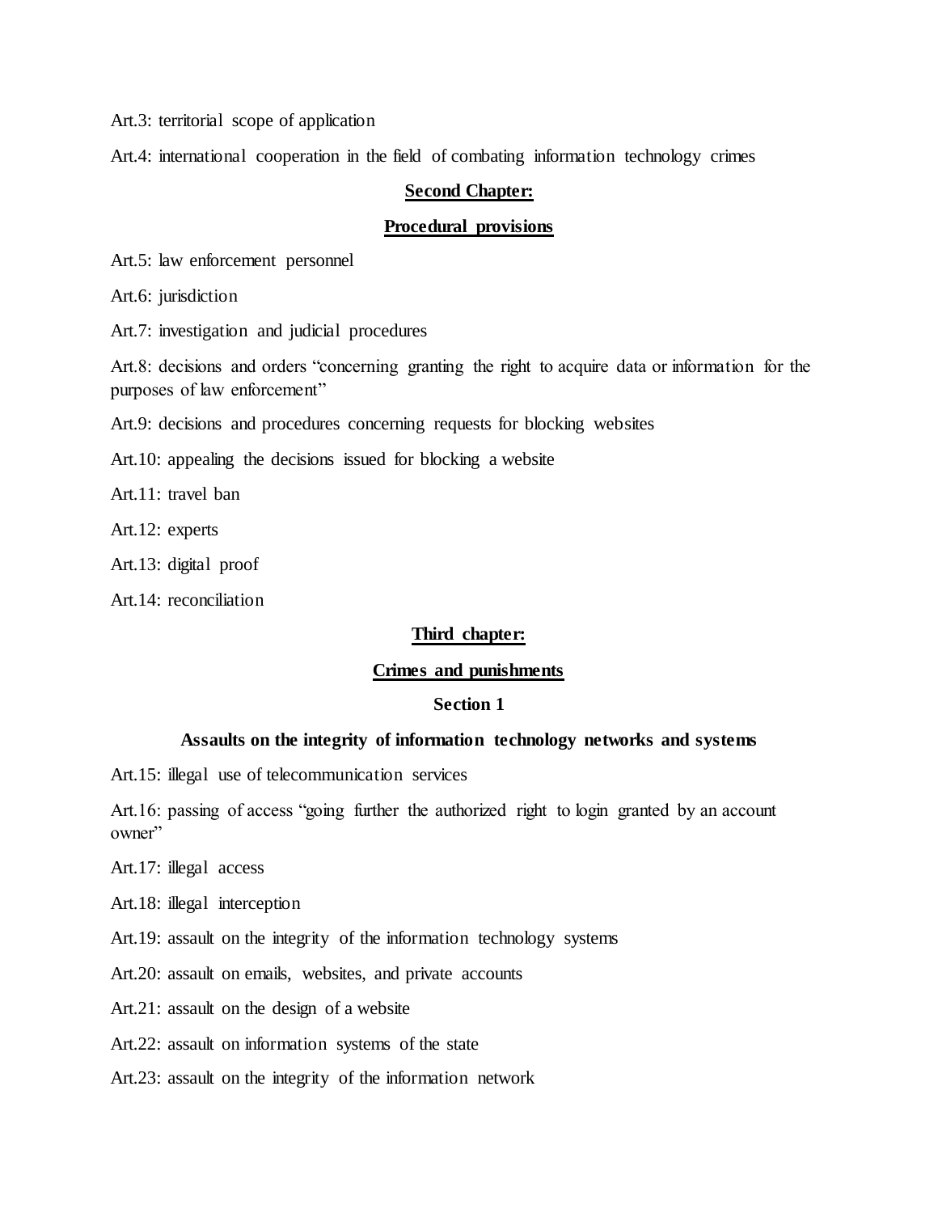Art.3: territorial scope of application

Art.4: international cooperation in the field of combating information technology crimes

## **Second Chapter:**

## **Procedural provisions**

Art.5: law enforcement personnel

Art.6: jurisdiction

Art.7: investigation and judicial procedures

Art.8: decisions and orders "concerning granting the right to acquire data or information for the purposes of law enforcement"

Art.9: decisions and procedures concerning requests for blocking websites

Art.10: appealing the decisions issued for blocking a website

Art.11: travel ban

Art.12: experts

Art.13: digital proof

Art.14: reconciliation

## **Third chapter:**

## **Crimes and punishments**

### **Section 1**

### **Assaults on the integrity of information technology networks and systems**

Art.15: illegal use of telecommunication services

Art.16: passing of access "going further the authorized right to login granted by an account owner"

Art.17: illegal access

Art.18: illegal interception

Art.19: assault on the integrity of the information technology systems

Art.20: assault on emails, websites, and private accounts

Art.21: assault on the design of a website

Art.22: assault on information systems of the state

Art.23: assault on the integrity of the information network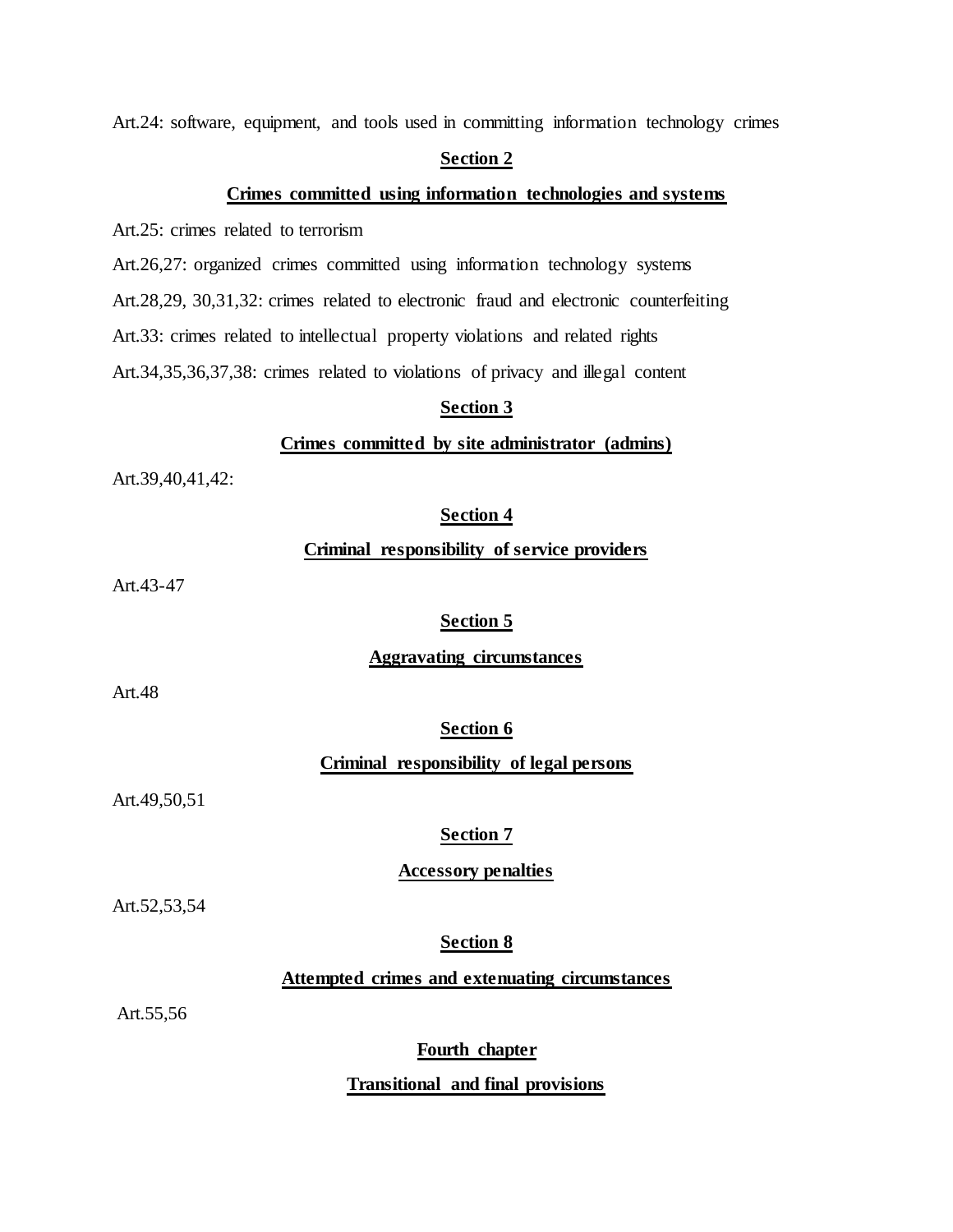Art.24: software, equipment, and tools used in committing information technology crimes

## Section 2

### Crimes committed using information technologies and systems

Art.25: crimes related to terrorism

Art.26,27: organized crimes committed using information technology systems

Art.28,29, 30,31,32: crimes related to electronic fraud and electronic counterfeiting

Art.33: crimes related to intellectual property violations and related rights

Art.34,35,36,37,38: crimes related to violations of privacy and illegal content

## Section 3

### Crimes committed by site administrator (admins)

Art.39,40,41,42:

## Section 4

### Criminal responsibility of service providers

Art.43-47

## Section 5

### Aggravating circumstances

Art.48

## Section 6

### Criminal responsibility of legal persons

Art.49,50,51

## Section 7

### Accessory penalties

Art.52,53,54

## Section 8

### Attempted crimes and extenuating circumstances

Art.55,56

## Fourth chapter

### Transitional and final provisions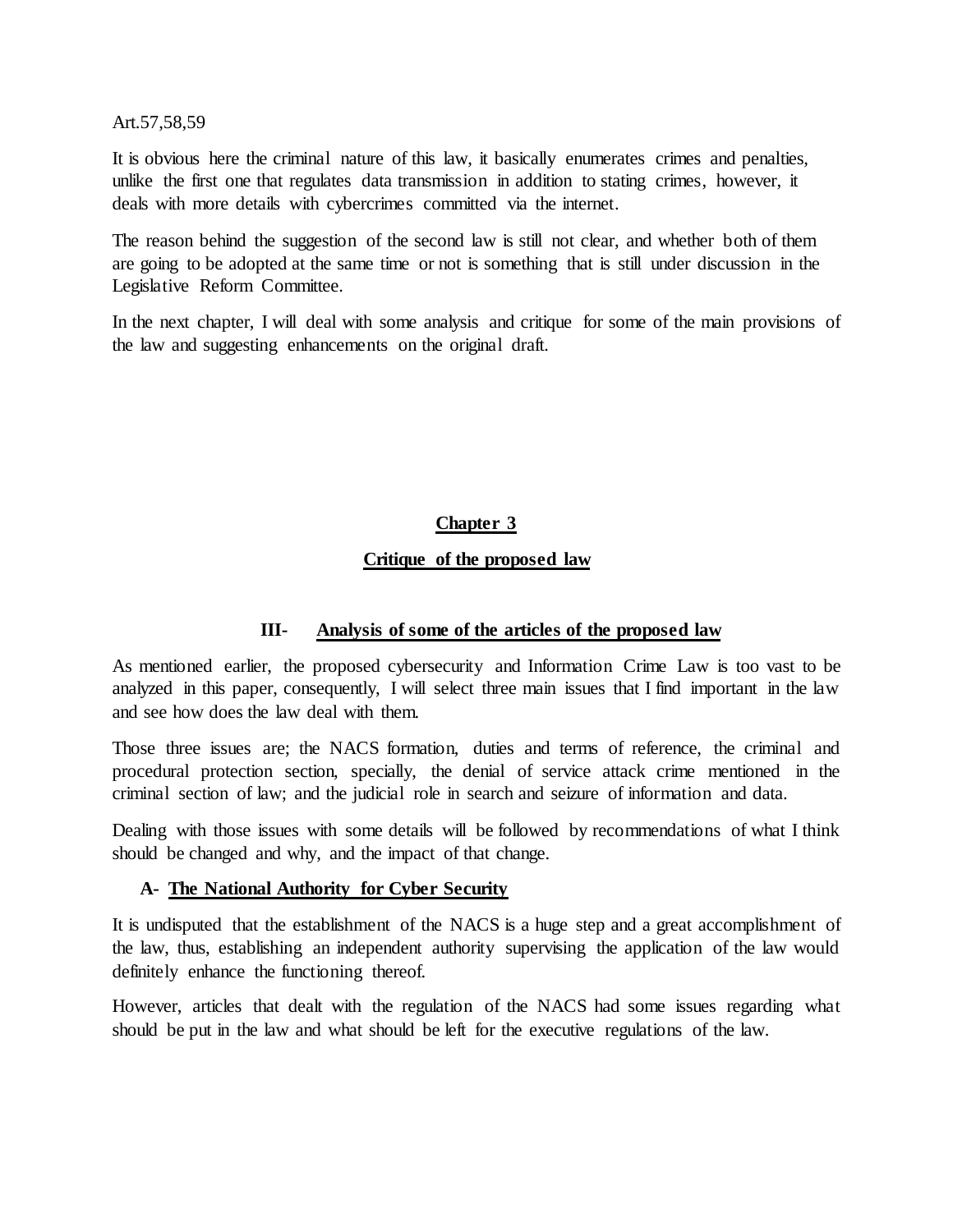Art.57,58,59

It is obvious here the criminal nature of this law, it basically enumerates crimes and penalties, unlike the first one that regulates data transmission in addition to stating crimes, however, it deals with more details with cybercrimes committed via the internet.

The reason behind the suggestion of the second law is still not clear, and whether both of them are going to be adopted at the same time or not is something that is still under discussion in the Legislative Reform Committee.

In the next chapter, I will deal with some analysis and critique for some of the main provisions of the law and suggesting enhancements on the original draft.

# Chapter 3

## Critique of the proposed law

### III- Analysis of some of the articles of the proposed law

As mentioned earlier, the proposed cybersecurity and Information Crime Law is too vast to be analyzed in this paper, consequently, I will select three main issues that I find important in the law and see how does the law deal with them.

Those three issues are; the NACS formation, duties and terms of reference, the criminal and procedural protection section, specially, the denial of service attack crime mentioned in the criminal section of law; and the judicial role in search and seizure of information and data.

Dealing with those issues with some details will be followed by recommendations of what I think should be changed and why, and the impact of that change.

#### A- The National Authority for Cyber Security

It is undisputed that the establishment of the NACS is a huge step and a great accomplishment of the law, thus, establishing an independent authority supervising the application of the law would definitely enhance the functioning thereof.

However, articles that dealt with the regulation of the NACS had some issues regarding what should be put in the law and what should be left for the executive regulations of the law.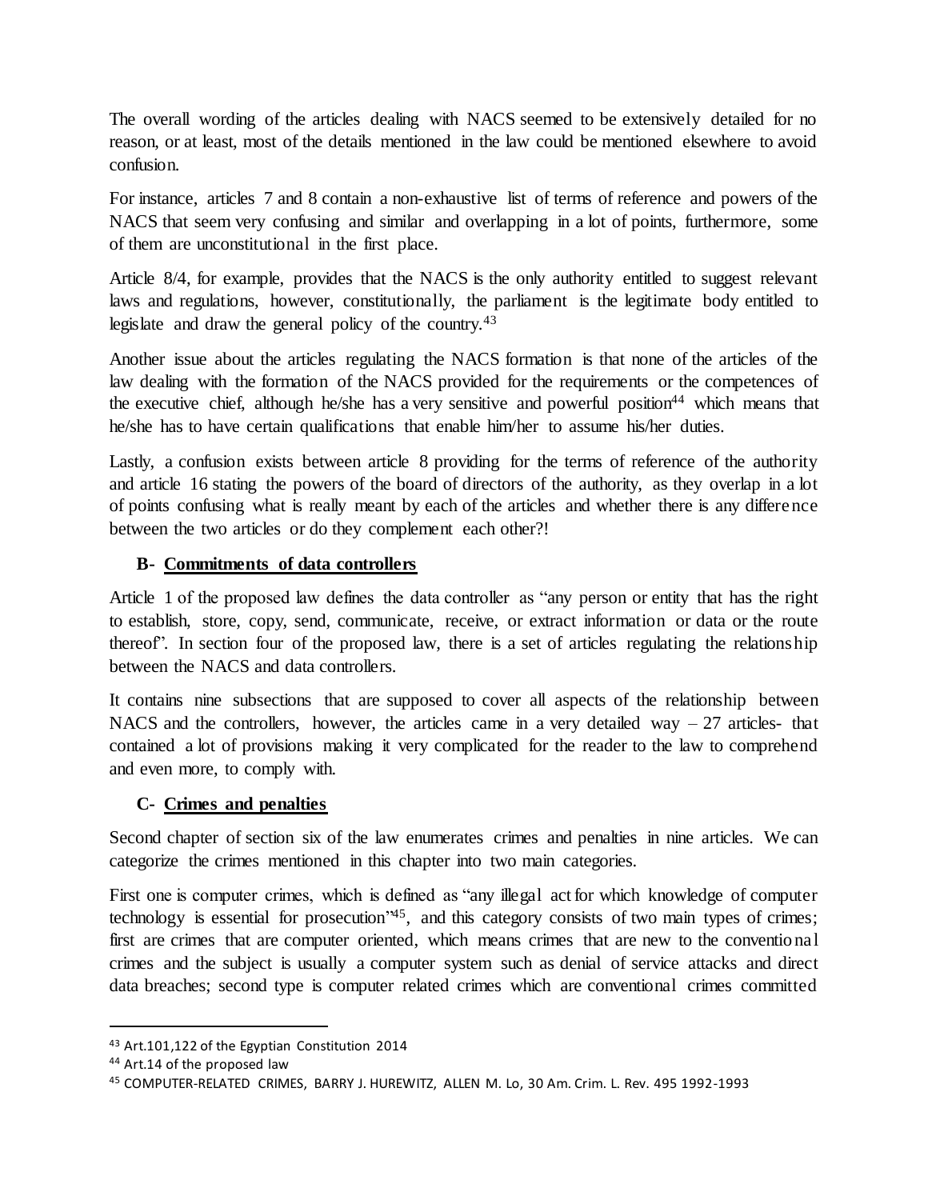The overall wording of the articles dealing with NACS seemed to be extensively detailed for no reason, or at least, most of the details mentioned in the law could be mentioned elsewhere to avoid confusion.

For instance, articles 7 and 8 contain a non-exhaustive list of terms of reference and powers of the NACS that seem very confusing and similar and overlapping in a lot of points, furthermore, some of them are unconstitutional in the first place.

Article 8/4, for example, provides that the NACS is the only authority entitled to suggest relevant laws and regulations, however, constitutionally, the parliament is the legitimate body entitled to legislate and draw the general policy of the country.[43]

Another issue about the articles regulating the NACS formation is that none of the articles of the law dealing with the formation of the NACS provided for the requirements or the competences of the executive chief, although he/she has a very sensitive and powerful position[44] which means that he/she has to have certain qualifications that enable him/her to assume his/her duties.

Lastly, a confusion exists between article 8 providing for the terms of reference of the authority and article 16 stating the powers of the board of directors of the authority, as they overlap in a lot of points confusing what is really meant by each of the articles and whether there is any difference between the two articles or do they complement each other?!

### B- <u>Commitments of data controllers</u>

Article 1 of the proposed law defines the data controller as "any person or entity that has the right to establish, store, copy, send, communicate, receive, or extract information or data or the route thereof". In section four of the proposed law, there is a set of articles regulating the relationship between the NACS and data controllers.

It contains nine subsections that are supposed to cover all aspects of the relationship between NACS and the controllers, however, the articles came in a very detailed way – 27 articles- that contained a lot of provisions making it very complicated for the reader to the law to comprehend and even more, to comply with.

### C- <u>Crimes and penalties</u>

Second chapter of section six of the law enumerates crimes and penalties in nine articles. We can categorize the crimes mentioned in this chapter into two main categories.

First one is computer crimes, which is defined as "any illegal act for which knowledge of computer technology is essential for prosecution"[45], and this category consists of two main types of crimes; first are crimes that are computer oriented, which means crimes that are new to the conventional crimes and the subject is usually a computer system such as denial of service attacks and direct data breaches; second type is computer related crimes which are conventional crimes committed

---

[43] Art.101,122 of the Egyptian Constitution 2014

[44] Art.14 of the proposed law

[45] COMPUTER-RELATED CRIMES, BARRY J. HUREWITZ, ALLEN M. Lo, 30 Am. Crim. L. Rev. 495 1992-1993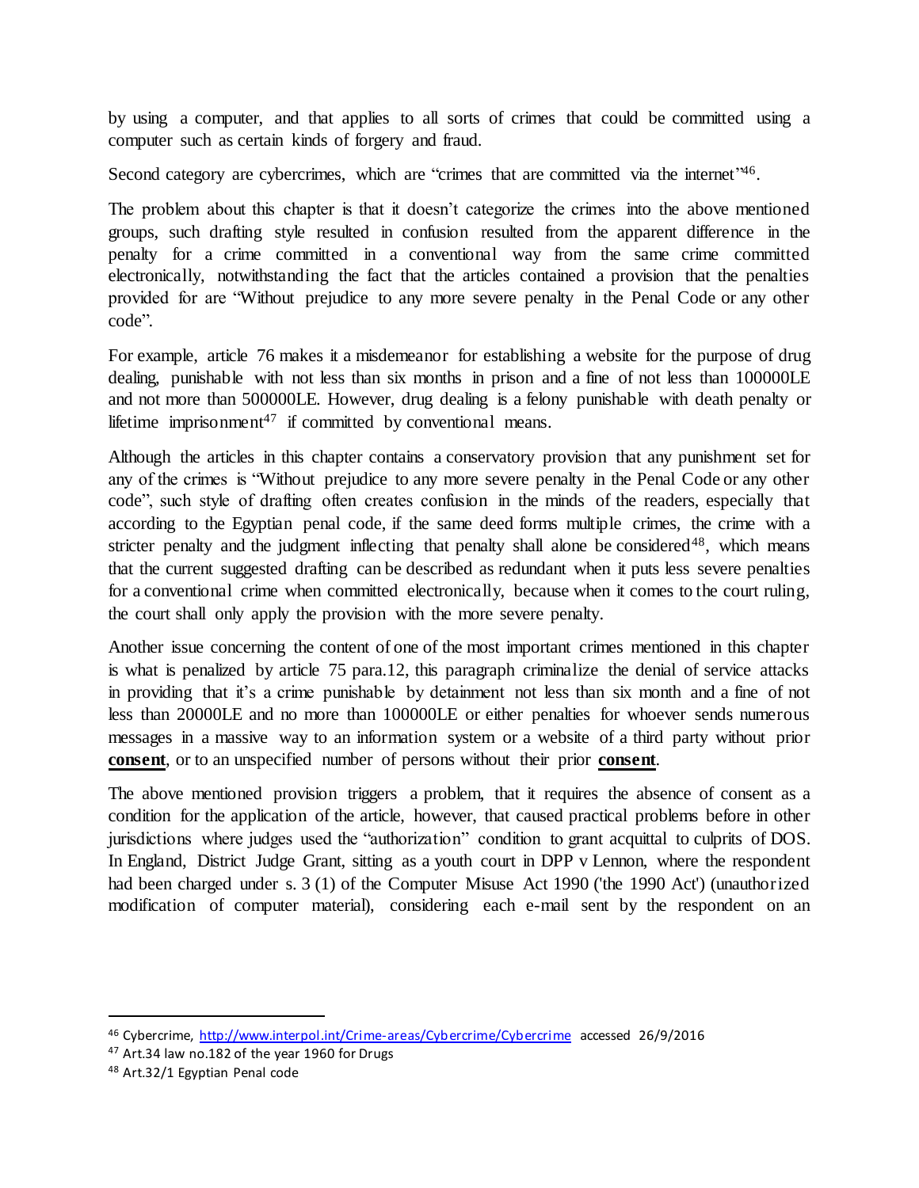by using a computer, and that applies to all sorts of crimes that could be committed using a computer such as certain kinds of forgery and fraud.

Second category are cybercrimes, which are "crimes that are committed via the internet"[46].

The problem about this chapter is that it doesn't categorize the crimes into the above mentioned groups, such drafting style resulted in confusion resulted from the apparent difference in the penalty for a crime committed in a conventional way from the same crime committed electronically, notwithstanding the fact that the articles contained a provision that the penalties provided for are "Without prejudice to any more severe penalty in the Penal Code or any other code".

For example, article 76 makes it a misdemeanor for establishing a website for the purpose of drug dealing, punishable with not less than six months in prison and a fine of not less than 100000LE and not more than 500000LE. However, drug dealing is a felony punishable with death penalty or lifetime imprisonment[47] if committed by conventional means.

Although the articles in this chapter contains a conservatory provision that any punishment set for any of the crimes is "Without prejudice to any more severe penalty in the Penal Code or any other code", such style of drafting often creates confusion in the minds of the readers, especially that according to the Egyptian penal code, if the same deed forms multiple crimes, the crime with a stricter penalty and the judgment inflecting that penalty shall alone be considered[48], which means that the current suggested drafting can be described as redundant when it puts less severe penalties for a conventional crime when committed electronically, because when it comes to the court ruling, the court shall only apply the provision with the more severe penalty.

Another issue concerning the content of one of the most important crimes mentioned in this chapter is what is penalized by article 75 para.12, this paragraph criminalize the denial of service attacks in providing that it's a crime punishable by detainment not less than six month and a fine of not less than 20000LE and no more than 100000LE or either penalties for whoever sends numerous messages in a massive way to an information system or a website of a third party without prior <u>**consent**</u>, or to an unspecified number of persons without their prior <u>**consent**</u>.

The above mentioned provision triggers a problem, that it requires the absence of consent as a condition for the application of the article, however, that caused practical problems before in other jurisdictions where judges used the "authorization" condition to grant acquittal to culprits of DOS. In England, District Judge Grant, sitting as a youth court in DPP v Lennon, where the respondent had been charged under s. 3 (1) of the Computer Misuse Act 1990 ('the 1990 Act') (unauthorized modification of computer material), considering each e-mail sent by the respondent on an

---

[46] Cybercrime, http://www.interpol.int/Crime-areas/Cybercrime/Cybercrime accessed 26/9/2016

[47] Art.34 law no.182 of the year 1960 for Drugs

[48] Art.32/1 Egyptian Penal code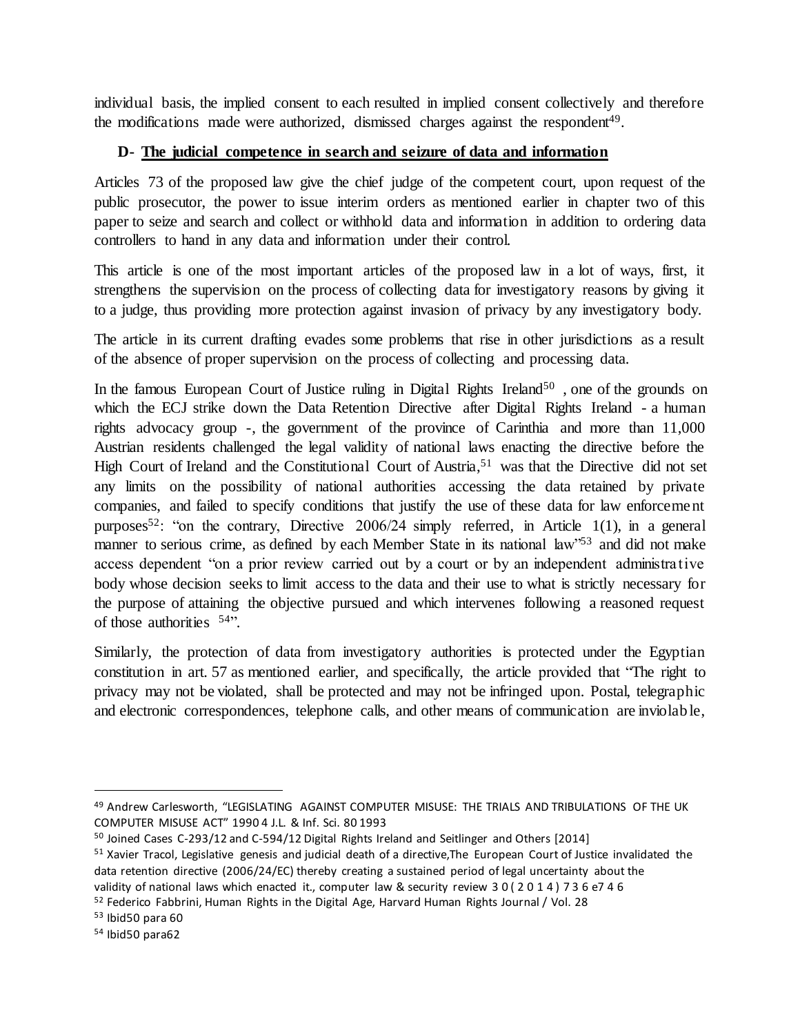individual basis, the implied consent to each resulted in implied consent collectively and therefore the modifications made were authorized, dismissed charges against the respondent[49].

### D- <u>The judicial competence in search and seizure of data and information</u>

Articles 73 of the proposed law give the chief judge of the competent court, upon request of the public prosecutor, the power to issue interim orders as mentioned earlier in chapter two of this paper to seize and search and collect or withhold data and information in addition to ordering data controllers to hand in any data and information under their control.

This article is one of the most important articles of the proposed law in a lot of ways, first, it strengthens the supervision on the process of collecting data for investigatory reasons by giving it to a judge, thus providing more protection against invasion of privacy by any investigatory body.

The article in its current drafting evades some problems that rise in other jurisdictions as a result of the absence of proper supervision on the process of collecting and processing data.

In the famous European Court of Justice ruling in Digital Rights Ireland[50] , one of the grounds on which the ECJ strike down the Data Retention Directive after Digital Rights Ireland - a human rights advocacy group -, the government of the province of Carinthia and more than 11,000 Austrian residents challenged the legal validity of national laws enacting the directive before the High Court of Ireland and the Constitutional Court of Austria,[51] was that the Directive did not set any limits on the possibility of national authorities accessing the data retained by private companies, and failed to specify conditions that justify the use of these data for law enforcement purposes[52]: "on the contrary, Directive 2006/24 simply referred, in Article 1(1), in a general manner to serious crime, as defined by each Member State in its national law"[53] and did not make access dependent "on a prior review carried out by a court or by an independent administrative body whose decision seeks to limit access to the data and their use to what is strictly necessary for the purpose of attaining the objective pursued and which intervenes following a reasoned request of those authorities [54]".

Similarly, the protection of data from investigatory authorities is protected under the Egyptian constitution in art. 57 as mentioned earlier, and specifically, the article provided that "The right to privacy may not be violated, shall be protected and may not be infringed upon. Postal, telegraphic and electronic correspondences, telephone calls, and other means of communication are inviolable,

---

[49] Andrew Carlesworth, "LEGISLATING AGAINST COMPUTER MISUSE: THE TRIALS AND TRIBULATIONS OF THE UK COMPUTER MISUSE ACT" 1990 4 J.L. & Inf. Sci. 80 1993

[50] Joined Cases C-293/12 and C-594/12 Digital Rights Ireland and Seitlinger and Others [2014]

[51] Xavier Tracol, Legislative genesis and judicial death of a directive,The European Court of Justice invalidated the data retention directive (2006/24/EC) thereby creating a sustained period of legal uncertainty about the validity of national laws which enacted it., computer law & security review 3 0 ( 2 0 1 4 ) 7 3 6 e7 4 6

[52] Federico Fabbrini, Human Rights in the Digital Age, Harvard Human Rights Journal / Vol. 28

[53] Ibid50 para 60

[54] Ibid50 para62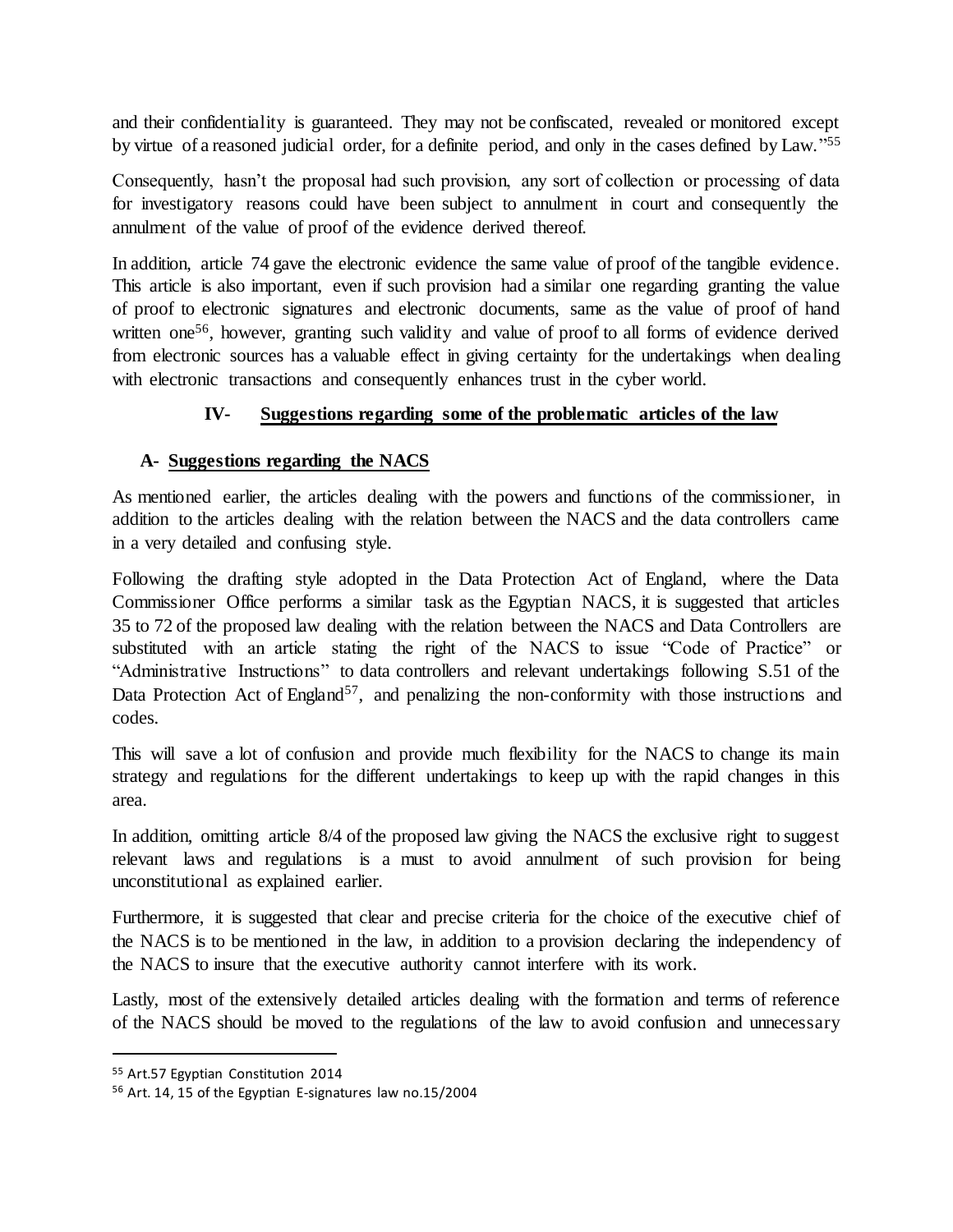and their confidentiality is guaranteed. They may not be confiscated, revealed or monitored except by virtue of a reasoned judicial order, for a definite period, and only in the cases defined by Law."[55]

Consequently, hasn't the proposal had such provision, any sort of collection or processing of data for investigatory reasons could have been subject to annulment in court and consequently the annulment of the value of proof of the evidence derived thereof.

In addition, article 74 gave the electronic evidence the same value of proof of the tangible evidence. This article is also important, even if such provision had a similar one regarding granting the value of proof to electronic signatures and electronic documents, same as the value of proof of hand written one[56], however, granting such validity and value of proof to all forms of evidence derived from electronic sources has a valuable effect in giving certainty for the undertakings when dealing with electronic transactions and consequently enhances trust in the cyber world.

## IV- **Suggestions regarding some of the problematic articles of the law**

### A- **Suggestions regarding the NACS**

As mentioned earlier, the articles dealing with the powers and functions of the commissioner, in addition to the articles dealing with the relation between the NACS and the data controllers came in a very detailed and confusing style.

Following the drafting style adopted in the Data Protection Act of England, where the Data Commissioner Office performs a similar task as the Egyptian NACS, it is suggested that articles 35 to 72 of the proposed law dealing with the relation between the NACS and Data Controllers are substituted with an article stating the right of the NACS to issue "Code of Practice" or "Administrative Instructions" to data controllers and relevant undertakings following S.51 of the Data Protection Act of England[57], and penalizing the non-conformity with those instructions and codes.

This will save a lot of confusion and provide much flexibility for the NACS to change its main strategy and regulations for the different undertakings to keep up with the rapid changes in this area.

In addition, omitting article 8/4 of the proposed law giving the NACS the exclusive right to suggest relevant laws and regulations is a must to avoid annulment of such provision for being unconstitutional as explained earlier.

Furthermore, it is suggested that clear and precise criteria for the choice of the executive chief of the NACS is to be mentioned in the law, in addition to a provision declaring the independency of the NACS to insure that the executive authority cannot interfere with its work.

Lastly, most of the extensively detailed articles dealing with the formation and terms of reference of the NACS should be moved to the regulations of the law to avoid confusion and unnecessary

---

[55] Art.57 Egyptian Constitution 2014

[56] Art. 14, 15 of the Egyptian E-signatures law no.15/2004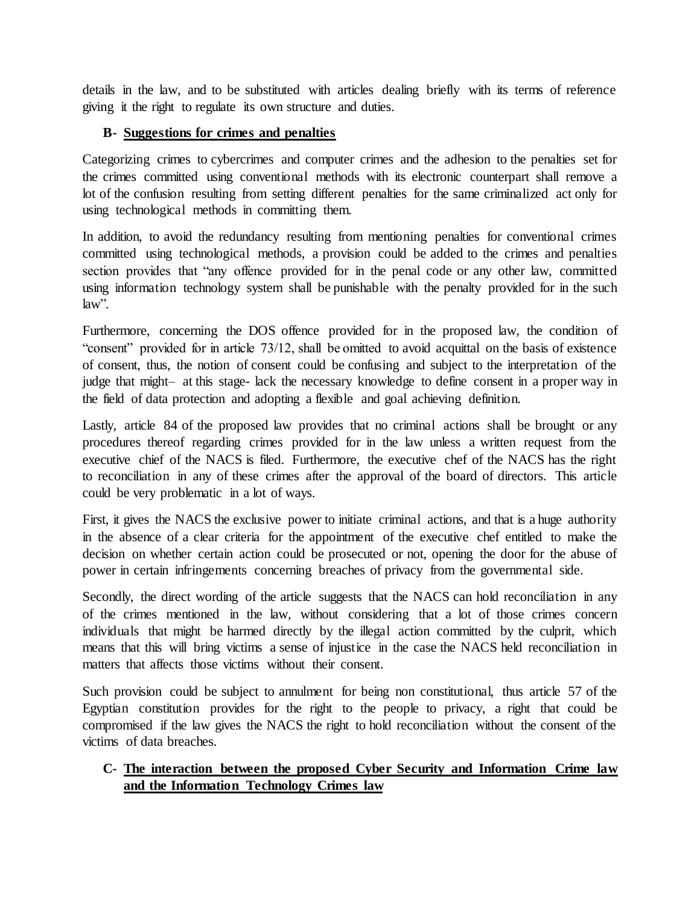details in the law, and to be substituted with articles dealing briefly with its terms of reference giving it the right to regulate its own structure and duties.

### B- Suggestions for crimes and penalties

Categorizing crimes to cybercrimes and computer crimes and the adhesion to the penalties set for the crimes committed using conventional methods with its electronic counterpart shall remove a lot of the confusion resulting from setting different penalties for the same criminalized act only for using technological methods in committing them.

In addition, to avoid the redundancy resulting from mentioning penalties for conventional crimes committed using technological methods, a provision could be added to the crimes and penalties section provides that "any offence provided for in the penal code or any other law, committed using information technology system shall be punishable with the penalty provided for in the such law".

Furthermore, concerning the DOS offence provided for in the proposed law, the condition of "consent" provided for in article 73/12, shall be omitted to avoid acquittal on the basis of existence of consent, thus, the notion of consent could be confusing and subject to the interpretation of the judge that might– at this stage- lack the necessary knowledge to define consent in a proper way in the field of data protection and adopting a flexible and goal achieving definition.

Lastly, article 84 of the proposed law provides that no criminal actions shall be brought or any procedures thereof regarding crimes provided for in the law unless a written request from the executive chief of the NACS is filed. Furthermore, the executive chef of the NACS has the right to reconciliation in any of these crimes after the approval of the board of directors. This article could be very problematic in a lot of ways.

First, it gives the NACS the exclusive power to initiate criminal actions, and that is a huge authority in the absence of a clear criteria for the appointment of the executive chef entitled to make the decision on whether certain action could be prosecuted or not, opening the door for the abuse of power in certain infringements concerning breaches of privacy from the governmental side.

Secondly, the direct wording of the article suggests that the NACS can hold reconciliation in any of the crimes mentioned in the law, without considering that a lot of those crimes concern individuals that might be harmed directly by the illegal action committed by the culprit, which means that this will bring victims a sense of injustice in the case the NACS held reconciliation in matters that affects those victims without their consent.

Such provision could be subject to annulment for being non constitutional, thus article 57 of the Egyptian constitution provides for the right to the people to privacy, a right that could be compromised if the law gives the NACS the right to hold reconciliation without the consent of the victims of data breaches.

### C- The interaction between the proposed Cyber Security and Information Crime law and the Information Technology Crimes law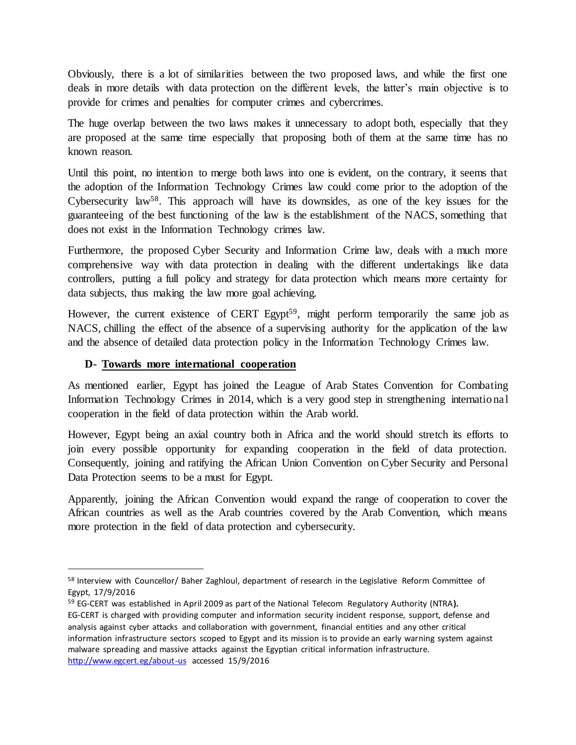Obviously, there is a lot of similarities between the two proposed laws, and while the first one deals in more details with data protection on the different levels, the latter's main objective is to provide for crimes and penalties for computer crimes and cybercrimes.

The huge overlap between the two laws makes it unnecessary to adopt both, especially that they are proposed at the same time especially that proposing both of them at the same time has no known reason.

Until this point, no intention to merge both laws into one is evident, on the contrary, it seems that the adoption of the Information Technology Crimes law could come prior to the adoption of the Cybersecurity law[58]. This approach will have its downsides, as one of the key issues for the guaranteeing of the best functioning of the law is the establishment of the NACS, something that does not exist in the Information Technology crimes law.

Furthermore, the proposed Cyber Security and Information Crime law, deals with a much more comprehensive way with data protection in dealing with the different undertakings like data controllers, putting a full policy and strategy for data protection which means more certainty for data subjects, thus making the law more goal achieving.

However, the current existence of CERT Egypt[59], might perform temporarily the same job as NACS, chilling the effect of the absence of a supervising authority for the application of the law and the absence of detailed data protection policy in the Information Technology Crimes law.

### D- Towards more international cooperation

As mentioned earlier, Egypt has joined the League of Arab States Convention for Combating Information Technology Crimes in 2014, which is a very good step in strengthening international cooperation in the field of data protection within the Arab world.

However, Egypt being an axial country both in Africa and the world should stretch its efforts to join every possible opportunity for expanding cooperation in the field of data protection. Consequently, joining and ratifying the African Union Convention on Cyber Security and Personal Data Protection seems to be a must for Egypt.

Apparently, joining the African Convention would expand the range of cooperation to cover the African countries as well as the Arab countries covered by the Arab Convention, which means more protection in the field of data protection and cybersecurity.

---

[58] Interview with Councellor/ Baher Zaghloul, department of research in the Legislative Reform Committee of Egypt, 17/9/2016

[59] EG-CERT was established in April 2009 as part of the National Telecom Regulatory Authority (NTRA**).** EG-CERT is charged with providing computer and information security incident response, support, defense and analysis against cyber attacks and collaboration with government, financial entities and any other critical information infrastructure sectors scoped to Egypt and its mission is to provide an early warning system against malware spreading and massive attacks against the Egyptian critical information infrastructure. http://www.egcert.eg/about-us accessed 15/9/2016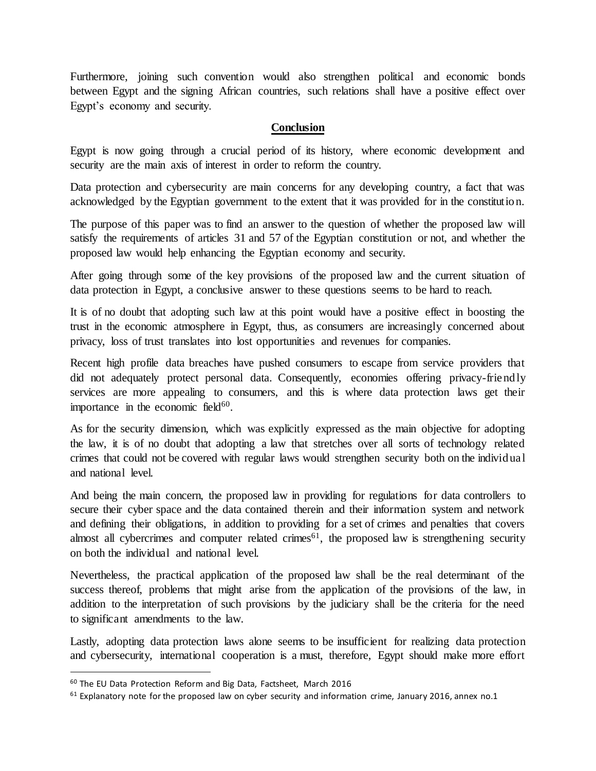Furthermore, joining such convention would also strengthen political and economic bonds between Egypt and the signing African countries, such relations shall have a positive effect over Egypt's economy and security.

## Conclusion

Egypt is now going through a crucial period of its history, where economic development and security are the main axis of interest in order to reform the country.

Data protection and cybersecurity are main concerns for any developing country, a fact that was acknowledged by the Egyptian government to the extent that it was provided for in the constitution.

The purpose of this paper was to find an answer to the question of whether the proposed law will satisfy the requirements of articles 31 and 57 of the Egyptian constitution or not, and whether the proposed law would help enhancing the Egyptian economy and security.

After going through some of the key provisions of the proposed law and the current situation of data protection in Egypt, a conclusive answer to these questions seems to be hard to reach.

It is of no doubt that adopting such law at this point would have a positive effect in boosting the trust in the economic atmosphere in Egypt, thus, as consumers are increasingly concerned about privacy, loss of trust translates into lost opportunities and revenues for companies.

Recent high profile data breaches have pushed consumers to escape from service providers that did not adequately protect personal data. Consequently, economies offering privacy-friendly services are more appealing to consumers, and this is where data protection laws get their importance in the economic field[60].

As for the security dimension, which was explicitly expressed as the main objective for adopting the law, it is of no doubt that adopting a law that stretches over all sorts of technology related crimes that could not be covered with regular laws would strengthen security both on the individual and national level.

And being the main concern, the proposed law in providing for regulations for data controllers to secure their cyber space and the data contained therein and their information system and network and defining their obligations, in addition to providing for a set of crimes and penalties that covers almost all cybercrimes and computer related crimes[61], the proposed law is strengthening security on both the individual and national level.

Nevertheless, the practical application of the proposed law shall be the real determinant of the success thereof, problems that might arise from the application of the provisions of the law, in addition to the interpretation of such provisions by the judiciary shall be the criteria for the need to significant amendments to the law.

Lastly, adopting data protection laws alone seems to be insufficient for realizing data protection and cybersecurity, international cooperation is a must, therefore, Egypt should make more effort

---

[60] The EU Data Protection Reform and Big Data, Factsheet, March 2016

[61] Explanatory note for the proposed law on cyber security and information crime, January 2016, annex no.1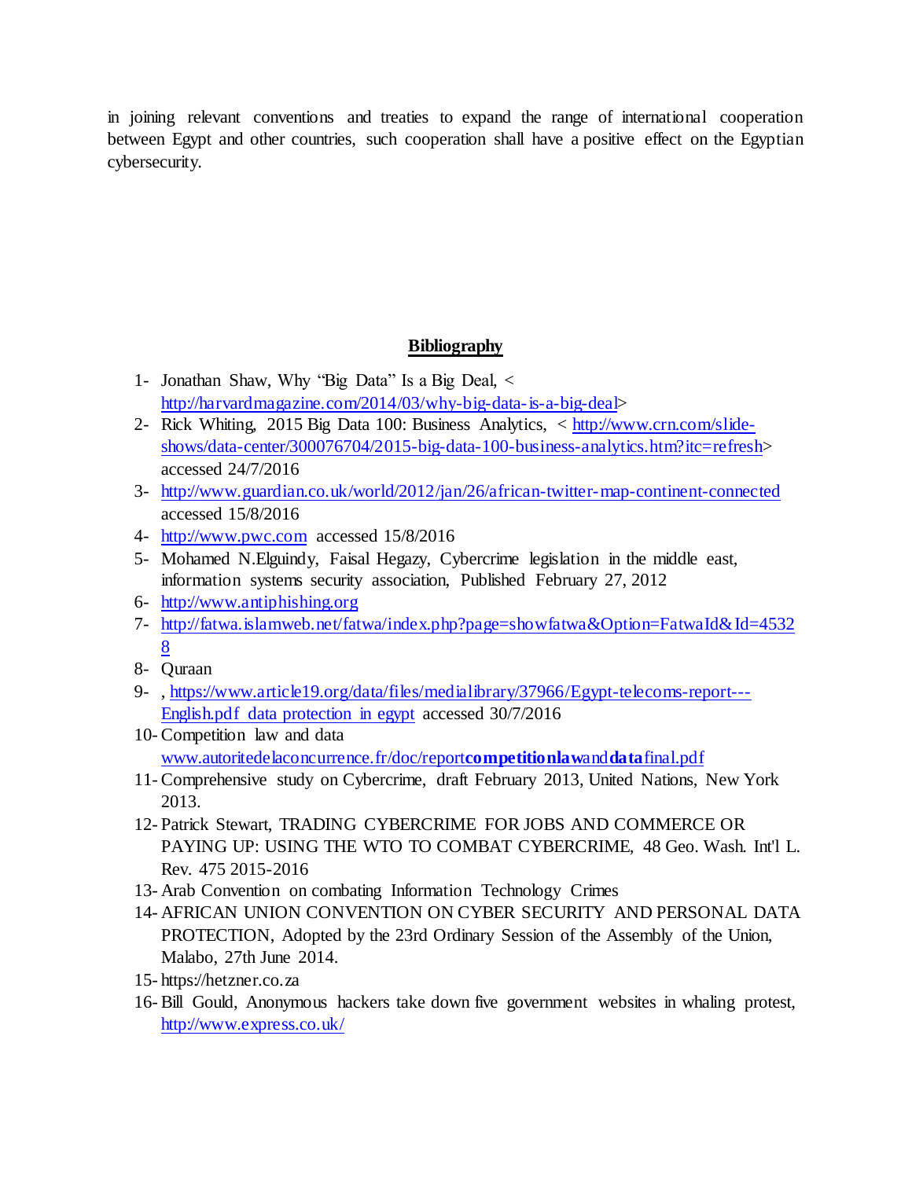in joining relevant conventions and treaties to expand the range of international cooperation between Egypt and other countries, such cooperation shall have a positive effect on the Egyptian cybersecurity.

## Bibliography

1- Jonathan Shaw, Why "Big Data" Is a Big Deal, < http://harvardmagazine.com/2014/03/why-big-data-is-a-big-deal>
2- Rick Whiting, 2015 Big Data 100: Business Analytics, < http://www.crn.com/slide-shows/data-center/300076704/2015-big-data-100-business-analytics.htm?itc=refresh> accessed 24/7/2016
3- http://www.guardian.co.uk/world/2012/jan/26/african-twitter-map-continent-connected accessed 15/8/2016
4- http://www.pwc.com accessed 15/8/2016
5- Mohamed N.Elguindy, Faisal Hegazy, Cybercrime legislation in the middle east, information systems security association, Published February 27, 2012
6- http://www.antiphishing.org
7- http://fatwa.islamweb.net/fatwa/index.php?page=showfatwa&Option=FatwaId&Id=45328
8- Quraan
9- , https://www.article19.org/data/files/medialibrary/37966/Egypt-telecoms-report---English.pdf data protection in egypt accessed 30/7/2016
10- Competition law and data www.autoritedelaconcurrence.fr/doc/report**competitionlaw**and**data**final.pdf
11- Comprehensive study on Cybercrime, draft February 2013, United Nations, New York 2013.
12- Patrick Stewart, TRADING CYBERCRIME FOR JOBS AND COMMERCE OR PAYING UP: USING THE WTO TO COMBAT CYBERCRIME, 48 Geo. Wash. Int'l L. Rev. 475 2015-2016
13- Arab Convention on combating Information Technology Crimes
14- AFRICAN UNION CONVENTION ON CYBER SECURITY AND PERSONAL DATA PROTECTION, Adopted by the 23rd Ordinary Session of the Assembly of the Union, Malabo, 27th June 2014.
15- https://hetzner.co.za
16- Bill Gould, Anonymous hackers take down five government websites in whaling protest, http://www.express.co.uk/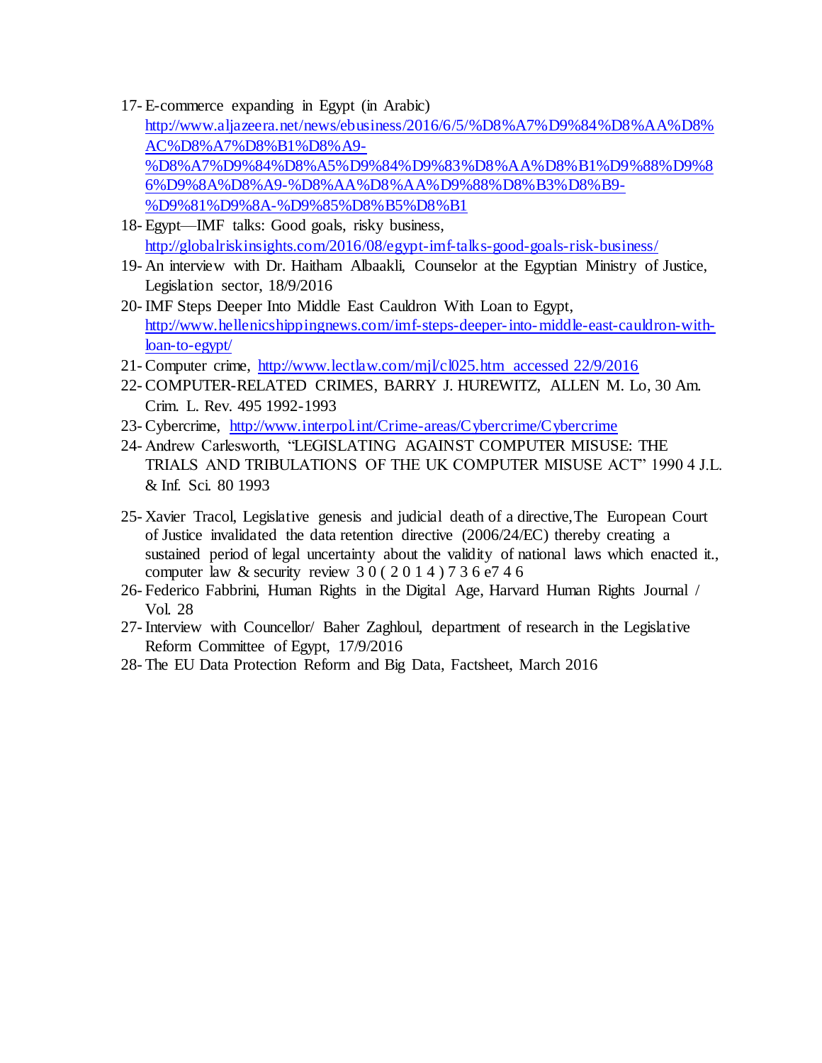17- E-commerce expanding in Egypt (in Arabic) http://www.aljazeera.net/news/ebusiness/2016/6/5/%D8%A7%D9%84%D8%AA%D8%AC%D8%A7%D8%B1%D8%A9-%D8%A7%D9%84%D8%A5%D9%84%D9%83%D8%AA%D8%B1%D9%88%D9%86%D9%8A%D8%A9-%D8%AA%D8%AA%D9%88%D8%B3%D8%B9-%D9%81%D9%8A-%D9%85%D8%B5%D8%B1

18- Egypt—IMF talks: Good goals, risky business, http://globalriskinsights.com/2016/08/egypt-imf-talks-good-goals-risk-business/

19- An interview with Dr. Haitham Albaakli, Counselor at the Egyptian Ministry of Justice, Legislation sector, 18/9/2016

20- IMF Steps Deeper Into Middle East Cauldron With Loan to Egypt, http://www.hellenicshippingnews.com/imf-steps-deeper-into-middle-east-cauldron-with-loan-to-egypt/

21- Computer crime, http://www.lectlaw.com/mjl/cl025.htm accessed 22/9/2016

22- COMPUTER-RELATED CRIMES, BARRY J. HUREWITZ, ALLEN M. Lo, 30 Am. Crim. L. Rev. 495 1992-1993

23- Cybercrime, http://www.interpol.int/Crime-areas/Cybercrime/Cybercrime

24- Andrew Carlesworth, "LEGISLATING AGAINST COMPUTER MISUSE: THE TRIALS AND TRIBULATIONS OF THE UK COMPUTER MISUSE ACT" 1990 4 J.L. & Inf. Sci. 80 1993

25- Xavier Tracol, Legislative genesis and judicial death of a directive,The European Court of Justice invalidated the data retention directive (2006/24/EC) thereby creating a sustained period of legal uncertainty about the validity of national laws which enacted it., computer law & security review 3 0 ( 2 0 1 4 ) 7 3 6 e7 4 6

26- Federico Fabbrini, Human Rights in the Digital Age, Harvard Human Rights Journal / Vol. 28

27- Interview with Councellor/ Baher Zaghloul, department of research in the Legislative Reform Committee of Egypt, 17/9/2016

28- The EU Data Protection Reform and Big Data, Factsheet, March 2016